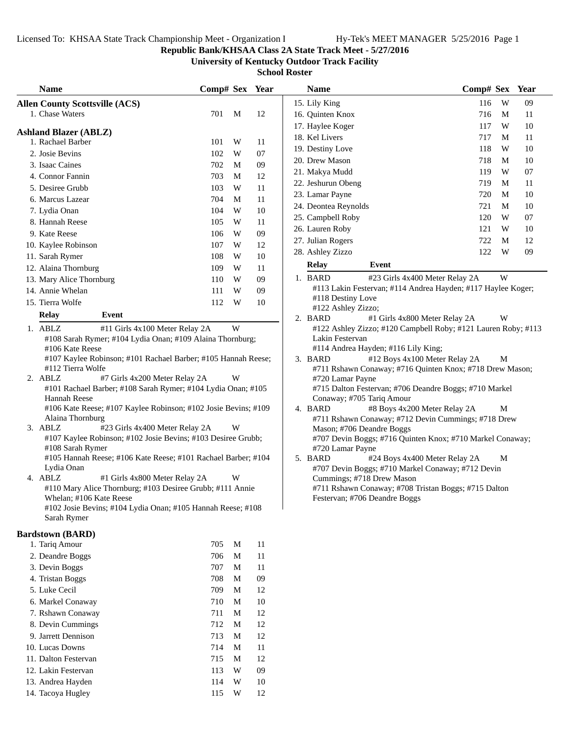**Republic Bank/KHSAA Class 2A State Track Meet - 5/27/2016**

**University of Kentucky Outdoor Track Facility**

**School Roster**

### Allen County Scottsville (ACS)

| Name | Comp# | Sex | Year |
|---|---|---|---|
| 1. Chase Waters | 701 | M | 12 |

### Ashland Blazer (ABLZ)

| Name | Comp# | Sex | Year |
|---|---|---|---|
| 1. Rachael Barber | 101 | W | 11 |
| 2. Josie Bevins | 102 | W | 07 |
| 3. Isaac Caines | 702 | M | 09 |
| 4. Connor Fannin | 703 | M | 12 |
| 5. Desiree Grubb | 103 | W | 11 |
| 6. Marcus Lazear | 704 | M | 11 |
| 7. Lydia Onan | 104 | W | 10 |
| 8. Hannah Reese | 105 | W | 11 |
| 9. Kate Reese | 106 | W | 09 |
| 10. Kaylee Robinson | 107 | W | 12 |
| 11. Sarah Rymer | 108 | W | 10 |
| 12. Alaina Thornburg | 109 | W | 11 |
| 13. Mary Alice Thornburg | 110 | W | 09 |
| 14. Annie Whelan | 111 | W | 09 |
| 15. Tierra Wolfe | 112 | W | 10 |

| Relay | Event | |
|---|---|---|
| 1. ABLZ | #11 Girls 4x100 Meter Relay 2A | W |

#108 Sarah Rymer; #104 Lydia Onan; #109 Alaina Thornburg; #106 Kate Reese
#107 Kaylee Robinson; #101 Rachael Barber; #105 Hannah Reese; #112 Tierra Wolfe

| Relay | Event | |
|---|---|---|
| 2. ABLZ | #7 Girls 4x200 Meter Relay 2A | W |

#101 Rachael Barber; #108 Sarah Rymer; #104 Lydia Onan; #105 Hannah Reese
#106 Kate Reese; #107 Kaylee Robinson; #102 Josie Bevins; #109 Alaina Thornburg

| Relay | Event | |
|---|---|---|
| 3. ABLZ | #23 Girls 4x400 Meter Relay 2A | W |

#107 Kaylee Robinson; #102 Josie Bevins; #103 Desiree Grubb; #108 Sarah Rymer
#105 Hannah Reese; #106 Kate Reese; #101 Rachael Barber; #104 Lydia Onan

| Relay | Event | |
|---|---|---|
| 4. ABLZ | #1 Girls 4x800 Meter Relay 2A | W |

#110 Mary Alice Thornburg; #103 Desiree Grubb; #111 Annie Whelan; #106 Kate Reese
#102 Josie Bevins; #104 Lydia Onan; #105 Hannah Reese; #108 Sarah Rymer

### Bardstown (BARD)

| Name | Comp# | Sex | Year |
|---|---|---|---|
| 1. Tariq Amour | 705 | M | 11 |
| 2. Deandre Boggs | 706 | M | 11 |
| 3. Devin Boggs | 707 | M | 11 |
| 4. Tristan Boggs | 708 | M | 09 |
| 5. Luke Cecil | 709 | M | 12 |
| 6. Markel Conaway | 710 | M | 10 |
| 7. Rshawn Conaway | 711 | M | 12 |
| 8. Devin Cummings | 712 | M | 12 |
| 9. Jarrett Dennison | 713 | M | 12 |
| 10. Lucas Downs | 714 | M | 11 |
| 11. Dalton Festervan | 715 | M | 12 |
| 12. Lakin Festervan | 113 | W | 09 |
| 13. Andrea Hayden | 114 | W | 10 |
| 14. Tacoya Hugley | 115 | W | 12 |
| 15. Lily King | 116 | W | 09 |
| 16. Quinten Knox | 716 | M | 11 |
| 17. Haylee Koger | 117 | W | 10 |
| 18. Kel Livers | 717 | M | 11 |
| 19. Destiny Love | 118 | W | 10 |
| 20. Drew Mason | 718 | M | 10 |
| 21. Makya Mudd | 119 | W | 07 |
| 22. Jeshurun Obeng | 719 | M | 11 |
| 23. Lamar Payne | 720 | M | 10 |
| 24. Deontea Reynolds | 721 | M | 10 |
| 25. Campbell Roby | 120 | W | 07 |
| 26. Lauren Roby | 121 | W | 10 |
| 27. Julian Rogers | 722 | M | 12 |
| 28. Ashley Zizzo | 122 | W | 09 |

| Relay | Event | |
|---|---|---|
| 1. BARD | #23 Girls 4x400 Meter Relay 2A | W |

#113 Lakin Festervan; #114 Andrea Hayden; #117 Haylee Koger; #118 Destiny Love
#122 Ashley Zizzo;

| Relay | Event | |
|---|---|---|
| 2. BARD | #1 Girls 4x800 Meter Relay 2A | W |

#122 Ashley Zizzo; #120 Campbell Roby; #121 Lauren Roby; #113 Lakin Festervan
#114 Andrea Hayden; #116 Lily King;

| Relay | Event | |
|---|---|---|
| 3. BARD | #12 Boys 4x100 Meter Relay 2A | M |

#711 Rshawn Conaway; #716 Quinten Knox; #718 Drew Mason; #720 Lamar Payne
#715 Dalton Festervan; #706 Deandre Boggs; #710 Markel Conaway; #705 Tariq Amour

| Relay | Event | |
|---|---|---|
| 4. BARD | #8 Boys 4x200 Meter Relay 2A | M |

#711 Rshawn Conaway; #712 Devin Cummings; #718 Drew Mason; #706 Deandre Boggs
#707 Devin Boggs; #716 Quinten Knox; #710 Markel Conaway; #720 Lamar Payne

| Relay | Event | |
|---|---|---|
| 5. BARD | #24 Boys 4x400 Meter Relay 2A | M |

#707 Devin Boggs; #710 Markel Conaway; #712 Devin Cummings; #718 Drew Mason
#711 Rshawn Conaway; #708 Tristan Boggs; #715 Dalton Festervan; #706 Deandre Boggs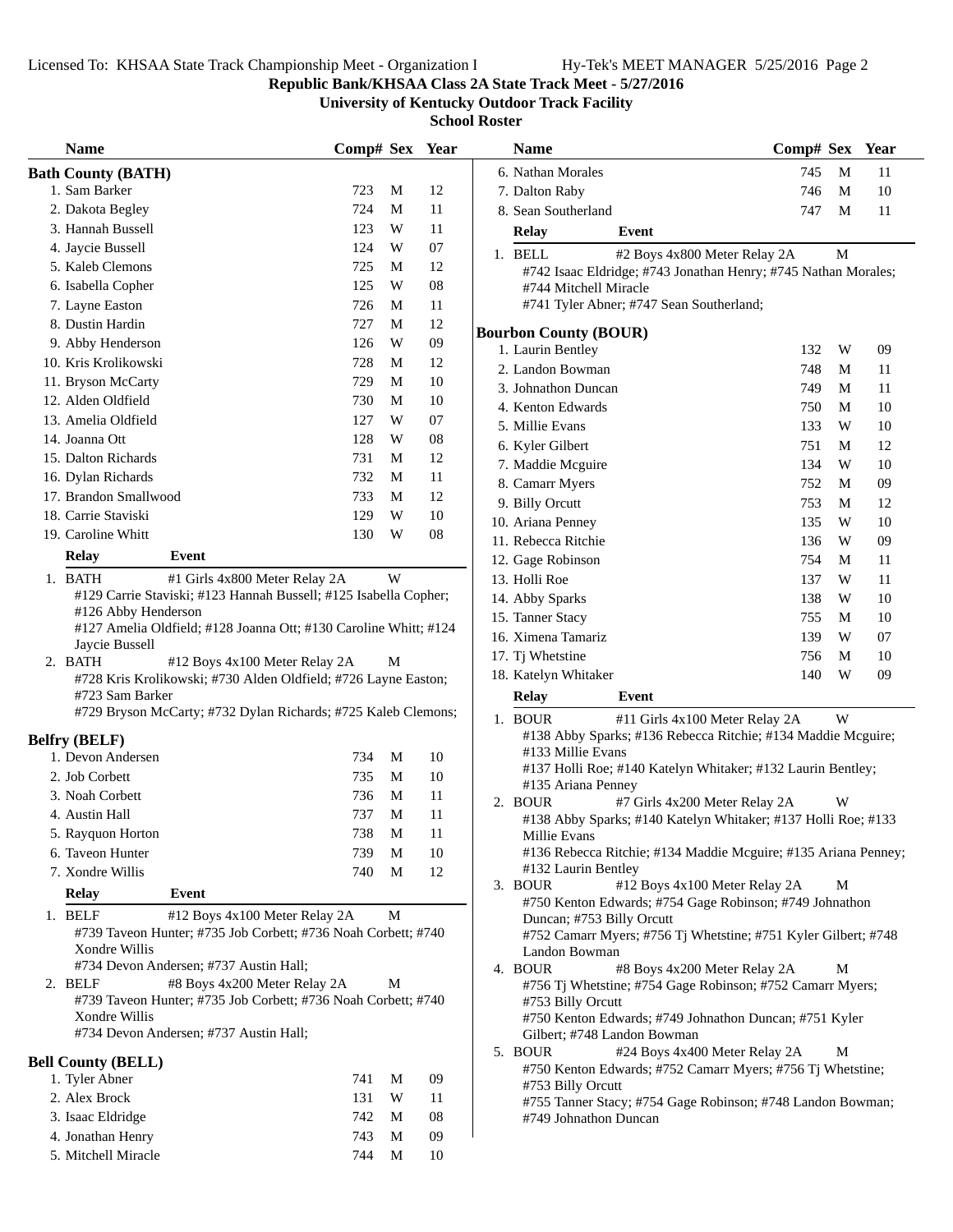# Republic Bank/KHSAA Class 2A State Track Meet - 5/27/2016

## University of Kentucky Outdoor Track Facility

### School Roster

### Bath County (BATH)

| Name | Comp# | Sex | Year |
|---|---|---|---|
| 1. Sam Barker | 723 | M | 12 |
| 2. Dakota Begley | 724 | M | 11 |
| 3. Hannah Bussell | 123 | W | 11 |
| 4. Jaycie Bussell | 124 | W | 07 |
| 5. Kaleb Clemons | 725 | M | 12 |
| 6. Isabella Copher | 125 | W | 08 |
| 7. Layne Easton | 726 | M | 11 |
| 8. Dustin Hardin | 727 | M | 12 |
| 9. Abby Henderson | 126 | W | 09 |
| 10. Kris Krolikowski | 728 | M | 12 |
| 11. Bryson McCarty | 729 | M | 10 |
| 12. Alden Oldfield | 730 | M | 10 |
| 13. Amelia Oldfield | 127 | W | 07 |
| 14. Joanna Ott | 128 | W | 08 |
| 15. Dalton Richards | 731 | M | 12 |
| 16. Dylan Richards | 732 | M | 11 |
| 17. Brandon Smallwood | 733 | M | 12 |
| 18. Carrie Staviski | 129 | W | 10 |
| 19. Caroline Whitt | 130 | W | 08 |

| Relay | Event | |
|---|---|---|
| 1. BATH | #1 Girls 4x800 Meter Relay 2A | W |
| | #129 Carrie Staviski; #123 Hannah Bussell; #125 Isabella Copher; #126 Abby Henderson<br>#127 Amelia Oldfield; #128 Joanna Ott; #130 Caroline Whitt; #124 Jaycie Bussell | |
| 2. BATH | #12 Boys 4x100 Meter Relay 2A | M |
| | #728 Kris Krolikowski; #730 Alden Oldfield; #726 Layne Easton; #723 Sam Barker<br>#729 Bryson McCarty; #732 Dylan Richards; #725 Kaleb Clemons; | |

### Belfry (BELF)

| Name | Comp# | Sex | Year |
|---|---|---|---|
| 1. Devon Andersen | 734 | M | 10 |
| 2. Job Corbett | 735 | M | 10 |
| 3. Noah Corbett | 736 | M | 11 |
| 4. Austin Hall | 737 | M | 11 |
| 5. Rayquon Horton | 738 | M | 11 |
| 6. Taveon Hunter | 739 | M | 10 |
| 7. Xondre Willis | 740 | M | 12 |

| Relay | Event | |
|---|---|---|
| 1. BELF | #12 Boys 4x100 Meter Relay 2A | M |
| | #739 Taveon Hunter; #735 Job Corbett; #736 Noah Corbett; #740 Xondre Willis<br>#734 Devon Andersen; #737 Austin Hall; | |
| 2. BELF | #8 Boys 4x200 Meter Relay 2A | M |
| | #739 Taveon Hunter; #735 Job Corbett; #736 Noah Corbett; #740 Xondre Willis<br>#734 Devon Andersen; #737 Austin Hall; | |

### Bell County (BELL)

| Name | Comp# | Sex | Year |
|---|---|---|---|
| 1. Tyler Abner | 741 | M | 09 |
| 2. Alex Brock | 131 | W | 11 |
| 3. Isaac Eldridge | 742 | M | 08 |
| 4. Jonathan Henry | 743 | M | 09 |
| 5. Mitchell Miracle | 744 | M | 10 |
| 6. Nathan Morales | 745 | M | 11 |
| 7. Dalton Raby | 746 | M | 10 |
| 8. Sean Southerland | 747 | M | 11 |

| Relay | Event | |
|---|---|---|
| 1. BELL | #2 Boys 4x800 Meter Relay 2A | M |
| | #742 Isaac Eldridge; #743 Jonathan Henry; #745 Nathan Morales; #744 Mitchell Miracle<br>#741 Tyler Abner; #747 Sean Southerland; | |

### Bourbon County (BOUR)

| Name | Comp# | Sex | Year |
|---|---|---|---|
| 1. Laurin Bentley | 132 | W | 09 |
| 2. Landon Bowman | 748 | M | 11 |
| 3. Johnathon Duncan | 749 | M | 11 |
| 4. Kenton Edwards | 750 | M | 10 |
| 5. Millie Evans | 133 | W | 10 |
| 6. Kyler Gilbert | 751 | M | 12 |
| 7. Maddie Mcguire | 134 | W | 10 |
| 8. Camarr Myers | 752 | M | 09 |
| 9. Billy Orcutt | 753 | M | 12 |
| 10. Ariana Penney | 135 | W | 10 |
| 11. Rebecca Ritchie | 136 | W | 09 |
| 12. Gage Robinson | 754 | M | 11 |
| 13. Holli Roe | 137 | W | 11 |
| 14. Abby Sparks | 138 | W | 10 |
| 15. Tanner Stacy | 755 | M | 10 |
| 16. Ximena Tamariz | 139 | W | 07 |
| 17. Tj Whetstine | 756 | M | 10 |
| 18. Katelyn Whitaker | 140 | W | 09 |

| Relay | Event | |
|---|---|---|
| 1. BOUR | #11 Girls 4x100 Meter Relay 2A | W |
| | #138 Abby Sparks; #136 Rebecca Ritchie; #134 Maddie Mcguire; #133 Millie Evans<br>#137 Holli Roe; #140 Katelyn Whitaker; #132 Laurin Bentley; #135 Ariana Penney | |
| 2. BOUR | #7 Girls 4x200 Meter Relay 2A | W |
| | #138 Abby Sparks; #140 Katelyn Whitaker; #137 Holli Roe; #133 Millie Evans<br>#136 Rebecca Ritchie; #134 Maddie Mcguire; #135 Ariana Penney; #132 Laurin Bentley | |
| 3. BOUR | #12 Boys 4x100 Meter Relay 2A | M |
| | #750 Kenton Edwards; #754 Gage Robinson; #749 Johnathon Duncan; #753 Billy Orcutt<br>#752 Camarr Myers; #756 Tj Whetstine; #751 Kyler Gilbert; #748 Landon Bowman | |
| 4. BOUR | #8 Boys 4x200 Meter Relay 2A | M |
| | #756 Tj Whetstine; #754 Gage Robinson; #752 Camarr Myers; #753 Billy Orcutt<br>#750 Kenton Edwards; #749 Johnathon Duncan; #751 Kyler Gilbert; #748 Landon Bowman | |
| 5. BOUR | #24 Boys 4x400 Meter Relay 2A | M |
| | #750 Kenton Edwards; #752 Camarr Myers; #756 Tj Whetstine; #753 Billy Orcutt<br>#755 Tanner Stacy; #754 Gage Robinson; #748 Landon Bowman; #749 Johnathon Duncan | |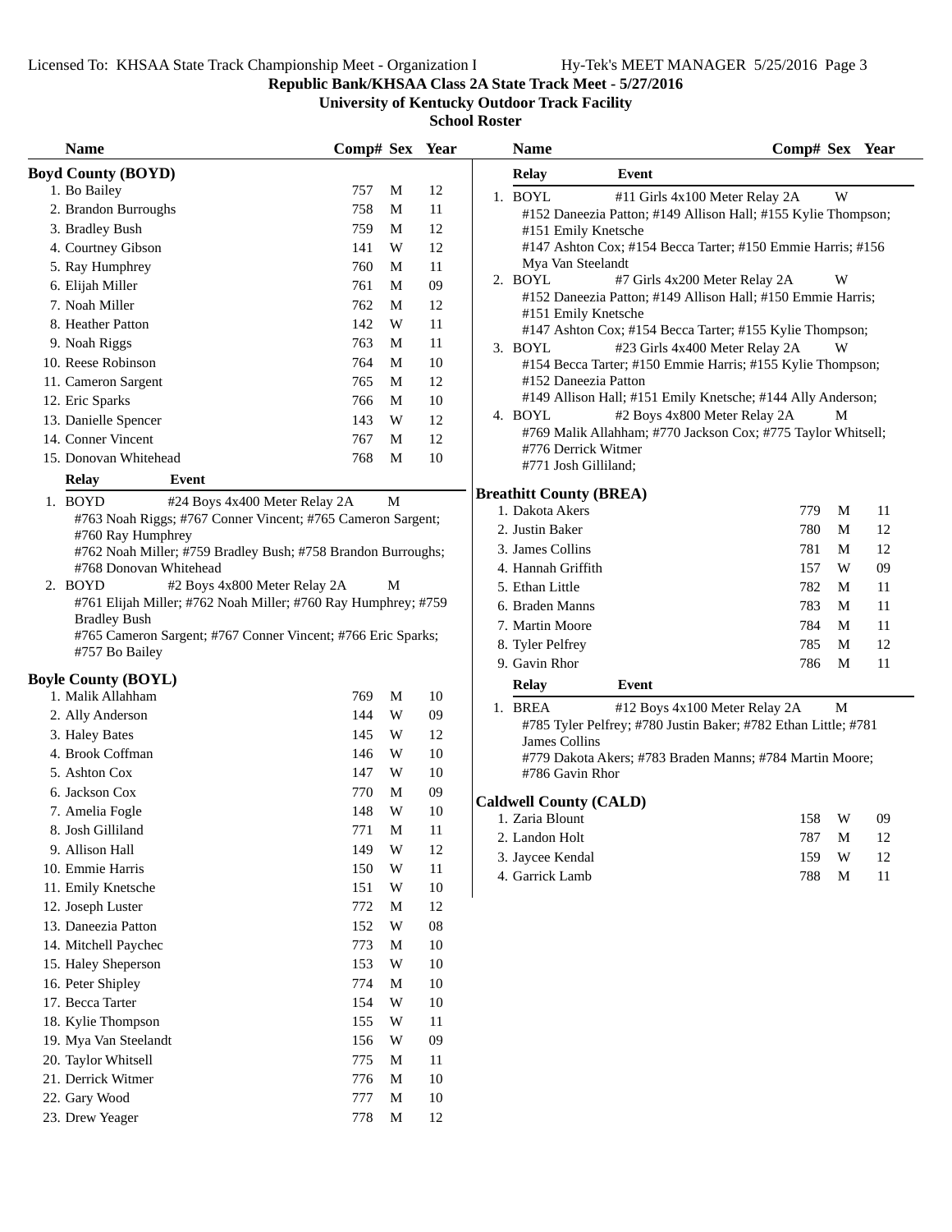**Republic Bank/KHSAA Class 2A State Track Meet - 5/27/2016**

**University of Kentucky Outdoor Track Facility**

**School Roster**

## Boyd County (BOYD)

| Name | Comp# | Sex | Year |
|---|---|---|---|
| 1. Bo Bailey | 757 | M | 12 |
| 2. Brandon Burroughs | 758 | M | 11 |
| 3. Bradley Bush | 759 | M | 12 |
| 4. Courtney Gibson | 141 | W | 12 |
| 5. Ray Humphrey | 760 | M | 11 |
| 6. Elijah Miller | 761 | M | 09 |
| 7. Noah Miller | 762 | M | 12 |
| 8. Heather Patton | 142 | W | 11 |
| 9. Noah Riggs | 763 | M | 11 |
| 10. Reese Robinson | 764 | M | 10 |
| 11. Cameron Sargent | 765 | M | 12 |
| 12. Eric Sparks | 766 | M | 10 |
| 13. Danielle Spencer | 143 | W | 12 |
| 14. Conner Vincent | 767 | M | 12 |
| 15. Donovan Whitehead | 768 | M | 10 |

| Relay | Event | Sex |
|---|---|---|
| 1. BOYD | #24 Boys 4x400 Meter Relay 2A | M |
| | #763 Noah Riggs; #767 Conner Vincent; #765 Cameron Sargent; #760 Ray Humphrey<br>#762 Noah Miller; #759 Bradley Bush; #758 Brandon Burroughs; #768 Donovan Whitehead | |
| 2. BOYD | #2 Boys 4x800 Meter Relay 2A | M |
| | #761 Elijah Miller; #762 Noah Miller; #760 Ray Humphrey; #759 Bradley Bush<br>#765 Cameron Sargent; #767 Conner Vincent; #766 Eric Sparks; #757 Bo Bailey | |

## Boyle County (BOYL)

| Name | Comp# | Sex | Year |
|---|---|---|---|
| 1. Malik Allahham | 769 | M | 10 |
| 2. Ally Anderson | 144 | W | 09 |
| 3. Haley Bates | 145 | W | 12 |
| 4. Brook Coffman | 146 | W | 10 |
| 5. Ashton Cox | 147 | W | 10 |
| 6. Jackson Cox | 770 | M | 09 |
| 7. Amelia Fogle | 148 | W | 10 |
| 8. Josh Gilliland | 771 | M | 11 |
| 9. Allison Hall | 149 | W | 12 |
| 10. Emmie Harris | 150 | W | 11 |
| 11. Emily Knetsche | 151 | W | 10 |
| 12. Joseph Luster | 772 | M | 12 |
| 13. Daneezia Patton | 152 | W | 08 |
| 14. Mitchell Paychec | 773 | M | 10 |
| 15. Haley Sheperson | 153 | W | 10 |
| 16. Peter Shipley | 774 | M | 10 |
| 17. Becca Tarter | 154 | W | 10 |
| 18. Kylie Thompson | 155 | W | 11 |
| 19. Mya Van Steelandt | 156 | W | 09 |
| 20. Taylor Whitsell | 775 | M | 11 |
| 21. Derrick Witmer | 776 | M | 10 |
| 22. Gary Wood | 777 | M | 10 |
| 23. Drew Yeager | 778 | M | 12 |

| Relay | Event | Sex |
|---|---|---|
| 1. BOYL | #11 Girls 4x100 Meter Relay 2A | W |
| | #152 Daneezia Patton; #149 Allison Hall; #155 Kylie Thompson; #151 Emily Knetsche<br>#147 Ashton Cox; #154 Becca Tarter; #150 Emmie Harris; #156 Mya Van Steelandt | |
| 2. BOYL | #7 Girls 4x200 Meter Relay 2A | W |
| | #152 Daneezia Patton; #149 Allison Hall; #150 Emmie Harris; #151 Emily Knetsche<br>#147 Ashton Cox; #154 Becca Tarter; #155 Kylie Thompson; | |
| 3. BOYL | #23 Girls 4x400 Meter Relay 2A | W |
| | #154 Becca Tarter; #150 Emmie Harris; #155 Kylie Thompson; #152 Daneezia Patton<br>#149 Allison Hall; #151 Emily Knetsche; #144 Ally Anderson; | |
| 4. BOYL | #2 Boys 4x800 Meter Relay 2A | M |
| | #769 Malik Allahham; #770 Jackson Cox; #775 Taylor Whitsell; #776 Derrick Witmer<br>#771 Josh Gilliland; | |

## Breathitt County (BREA)

| Name | Comp# | Sex | Year |
|---|---|---|---|
| 1. Dakota Akers | 779 | M | 11 |
| 2. Justin Baker | 780 | M | 12 |
| 3. James Collins | 781 | M | 12 |
| 4. Hannah Griffith | 157 | W | 09 |
| 5. Ethan Little | 782 | M | 11 |
| 6. Braden Manns | 783 | M | 11 |
| 7. Martin Moore | 784 | M | 11 |
| 8. Tyler Pelfrey | 785 | M | 12 |
| 9. Gavin Rhor | 786 | M | 11 |

| Relay | Event | Sex |
|---|---|---|
| 1. BREA | #12 Boys 4x100 Meter Relay 2A | M |
| | #785 Tyler Pelfrey; #780 Justin Baker; #782 Ethan Little; #781 James Collins<br>#779 Dakota Akers; #783 Braden Manns; #784 Martin Moore; #786 Gavin Rhor | |

## Caldwell County (CALD)

| Name | Comp# | Sex | Year |
|---|---|---|---|
| 1. Zaria Blount | 158 | W | 09 |
| 2. Landon Holt | 787 | M | 12 |
| 3. Jaycee Kendal | 159 | W | 12 |
| 4. Garrick Lamb | 788 | M | 11 |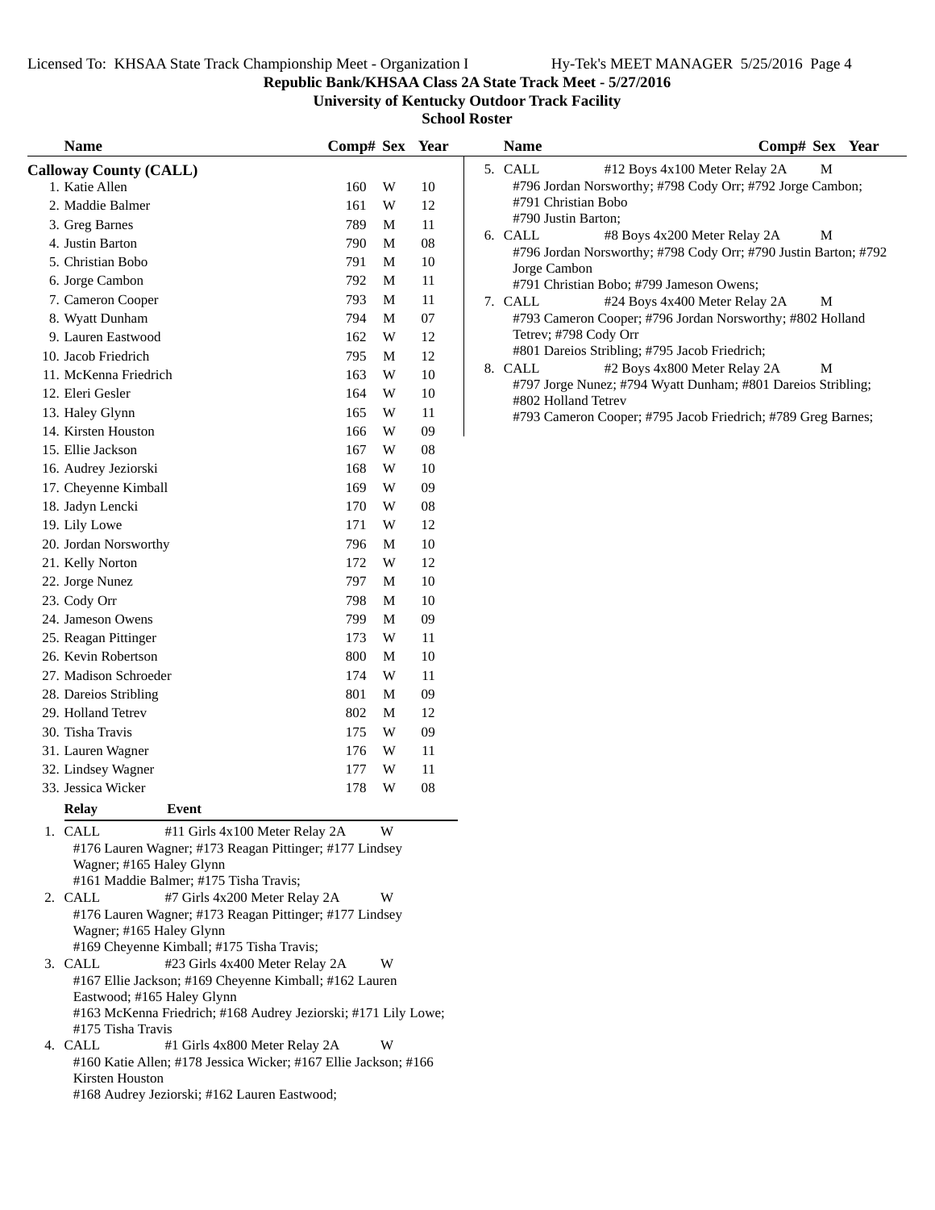**Republic Bank/KHSAA Class 2A State Track Meet - 5/27/2016**

**University of Kentucky Outdoor Track Facility**

**School Roster**

## Calloway County (CALL)

| | Name | Comp# | Sex | Year |
|---|---|---|---|---|
| 1. | Katie Allen | 160 | W | 10 |
| 2. | Maddie Balmer | 161 | W | 12 |
| 3. | Greg Barnes | 789 | M | 11 |
| 4. | Justin Barton | 790 | M | 08 |
| 5. | Christian Bobo | 791 | M | 10 |
| 6. | Jorge Cambon | 792 | M | 11 |
| 7. | Cameron Cooper | 793 | M | 11 |
| 8. | Wyatt Dunham | 794 | M | 07 |
| 9. | Lauren Eastwood | 162 | W | 12 |
| 10. | Jacob Friedrich | 795 | M | 12 |
| 11. | McKenna Friedrich | 163 | W | 10 |
| 12. | Eleri Gesler | 164 | W | 10 |
| 13. | Haley Glynn | 165 | W | 11 |
| 14. | Kirsten Houston | 166 | W | 09 |
| 15. | Ellie Jackson | 167 | W | 08 |
| 16. | Audrey Jeziorski | 168 | W | 10 |
| 17. | Cheyenne Kimball | 169 | W | 09 |
| 18. | Jadyn Lencki | 170 | W | 08 |
| 19. | Lily Lowe | 171 | W | 12 |
| 20. | Jordan Norsworthy | 796 | M | 10 |
| 21. | Kelly Norton | 172 | W | 12 |
| 22. | Jorge Nunez | 797 | M | 10 |
| 23. | Cody Orr | 798 | M | 10 |
| 24. | Jameson Owens | 799 | M | 09 |
| 25. | Reagan Pittinger | 173 | W | 11 |
| 26. | Kevin Robertson | 800 | M | 10 |
| 27. | Madison Schroeder | 174 | W | 11 |
| 28. | Dareios Stribling | 801 | M | 09 |
| 29. | Holland Tetrev | 802 | M | 12 |
| 30. | Tisha Travis | 175 | W | 09 |
| 31. | Lauren Wagner | 176 | W | 11 |
| 32. | Lindsey Wagner | 177 | W | 11 |
| 33. | Jessica Wicker | 178 | W | 08 |

**Relay** **Event**

1. CALL — #11 Girls 4x100 Meter Relay 2A — W
   #176 Lauren Wagner; #173 Reagan Pittinger; #177 Lindsey Wagner; #165 Haley Glynn
   #161 Maddie Balmer; #175 Tisha Travis;
2. CALL — #7 Girls 4x200 Meter Relay 2A — W
   #176 Lauren Wagner; #173 Reagan Pittinger; #177 Lindsey Wagner; #165 Haley Glynn
   #169 Cheyenne Kimball; #175 Tisha Travis;
3. CALL — #23 Girls 4x400 Meter Relay 2A — W
   #167 Ellie Jackson; #169 Cheyenne Kimball; #162 Lauren Eastwood; #165 Haley Glynn
   #163 McKenna Friedrich; #168 Audrey Jeziorski; #171 Lily Lowe; #175 Tisha Travis
4. CALL — #1 Girls 4x800 Meter Relay 2A — W
   #160 Katie Allen; #178 Jessica Wicker; #167 Ellie Jackson; #166 Kirsten Houston
   #168 Audrey Jeziorski; #162 Lauren Eastwood;
5. CALL — #12 Boys 4x100 Meter Relay 2A — M
   #796 Jordan Norsworthy; #798 Cody Orr; #792 Jorge Cambon; #791 Christian Bobo
   #790 Justin Barton;
6. CALL — #8 Boys 4x200 Meter Relay 2A — M
   #796 Jordan Norsworthy; #798 Cody Orr; #790 Justin Barton; #792 Jorge Cambon
   #791 Christian Bobo; #799 Jameson Owens;
7. CALL — #24 Boys 4x400 Meter Relay 2A — M
   #793 Cameron Cooper; #796 Jordan Norsworthy; #802 Holland Tetrev; #798 Cody Orr
   #801 Dareios Stribling; #795 Jacob Friedrich;
8. CALL — #2 Boys 4x800 Meter Relay 2A — M
   #797 Jorge Nunez; #794 Wyatt Dunham; #801 Dareios Stribling; #802 Holland Tetrev
   #793 Cameron Cooper; #795 Jacob Friedrich; #789 Greg Barnes;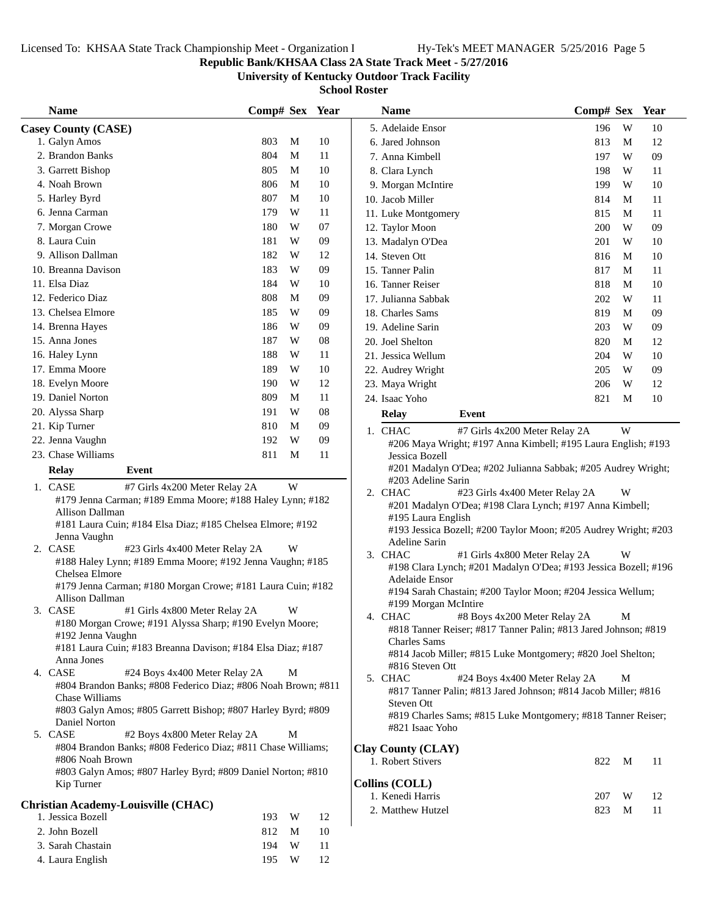# Republic Bank/KHSAA Class 2A State Track Meet - 5/27/2016

## University of Kentucky Outdoor Track Facility

### School Roster

**Casey County (CASE)**

| Name | Comp# | Sex | Year |
|---|---|---|---|
| 1. Galyn Amos | 803 | M | 10 |
| 2. Brandon Banks | 804 | M | 11 |
| 3. Garrett Bishop | 805 | M | 10 |
| 4. Noah Brown | 806 | M | 10 |
| 5. Harley Byrd | 807 | M | 10 |
| 6. Jenna Carman | 179 | W | 11 |
| 7. Morgan Crowe | 180 | W | 07 |
| 8. Laura Cuin | 181 | W | 09 |
| 9. Allison Dallman | 182 | W | 12 |
| 10. Breanna Davison | 183 | W | 09 |
| 11. Elsa Diaz | 184 | W | 10 |
| 12. Federico Diaz | 808 | M | 09 |
| 13. Chelsea Elmore | 185 | W | 09 |
| 14. Brenna Hayes | 186 | W | 09 |
| 15. Anna Jones | 187 | W | 08 |
| 16. Haley Lynn | 188 | W | 11 |
| 17. Emma Moore | 189 | W | 10 |
| 18. Evelyn Moore | 190 | W | 12 |
| 19. Daniel Norton | 809 | M | 11 |
| 20. Alyssa Sharp | 191 | W | 08 |
| 21. Kip Turner | 810 | M | 09 |
| 22. Jenna Vaughn | 192 | W | 09 |
| 23. Chase Williams | 811 | M | 11 |

| Relay | Event | |
|---|---|---|
| 1. CASE | #7 Girls 4x200 Meter Relay 2A | W |

#179 Jenna Carman; #189 Emma Moore; #188 Haley Lynn; #182 Allison Dallman
#181 Laura Cuin; #184 Elsa Diaz; #185 Chelsea Elmore; #192 Jenna Vaughn

| Relay | Event | |
|---|---|---|
| 2. CASE | #23 Girls 4x400 Meter Relay 2A | W |

#188 Haley Lynn; #189 Emma Moore; #192 Jenna Vaughn; #185 Chelsea Elmore
#179 Jenna Carman; #180 Morgan Crowe; #181 Laura Cuin; #182 Allison Dallman

| Relay | Event | |
|---|---|---|
| 3. CASE | #1 Girls 4x800 Meter Relay 2A | W |

#180 Morgan Crowe; #191 Alyssa Sharp; #190 Evelyn Moore; #192 Jenna Vaughn
#181 Laura Cuin; #183 Breanna Davison; #184 Elsa Diaz; #187 Anna Jones

| Relay | Event | |
|---|---|---|
| 4. CASE | #24 Boys 4x400 Meter Relay 2A | M |

#804 Brandon Banks; #808 Federico Diaz; #806 Noah Brown; #811 Chase Williams
#803 Galyn Amos; #805 Garrett Bishop; #807 Harley Byrd; #809 Daniel Norton

| Relay | Event | |
|---|---|---|
| 5. CASE | #2 Boys 4x800 Meter Relay 2A | M |

#804 Brandon Banks; #808 Federico Diaz; #811 Chase Williams; #806 Noah Brown
#803 Galyn Amos; #807 Harley Byrd; #809 Daniel Norton; #810 Kip Turner

**Christian Academy-Louisville (CHAC)**

| Name | Comp# | Sex | Year |
|---|---|---|---|
| 1. Jessica Bozell | 193 | W | 12 |
| 2. John Bozell | 812 | M | 10 |
| 3. Sarah Chastain | 194 | W | 11 |
| 4. Laura English | 195 | W | 12 |
| 5. Adelaide Ensor | 196 | W | 10 |
| 6. Jared Johnson | 813 | M | 12 |
| 7. Anna Kimbell | 197 | W | 09 |
| 8. Clara Lynch | 198 | W | 11 |
| 9. Morgan McIntire | 199 | W | 10 |
| 10. Jacob Miller | 814 | M | 11 |
| 11. Luke Montgomery | 815 | M | 11 |
| 12. Taylor Moon | 200 | W | 09 |
| 13. Madalyn O'Dea | 201 | W | 10 |
| 14. Steven Ott | 816 | M | 10 |
| 15. Tanner Palin | 817 | M | 11 |
| 16. Tanner Reiser | 818 | M | 10 |
| 17. Julianna Sabbak | 202 | W | 11 |
| 18. Charles Sams | 819 | M | 09 |
| 19. Adeline Sarin | 203 | W | 09 |
| 20. Joel Shelton | 820 | M | 12 |
| 21. Jessica Wellum | 204 | W | 10 |
| 22. Audrey Wright | 205 | W | 09 |
| 23. Maya Wright | 206 | W | 12 |
| 24. Isaac Yoho | 821 | M | 10 |

| Relay | Event | |
|---|---|---|
| 1. CHAC | #7 Girls 4x200 Meter Relay 2A | W |

#206 Maya Wright; #197 Anna Kimbell; #195 Laura English; #193 Jessica Bozell
#201 Madalyn O'Dea; #202 Julianna Sabbak; #205 Audrey Wright; #203 Adeline Sarin

| Relay | Event | |
|---|---|---|
| 2. CHAC | #23 Girls 4x400 Meter Relay 2A | W |

#201 Madalyn O'Dea; #198 Clara Lynch; #197 Anna Kimbell; #195 Laura English
#193 Jessica Bozell; #200 Taylor Moon; #205 Audrey Wright; #203 Adeline Sarin

| Relay | Event | |
|---|---|---|
| 3. CHAC | #1 Girls 4x800 Meter Relay 2A | W |

#198 Clara Lynch; #201 Madalyn O'Dea; #193 Jessica Bozell; #196 Adelaide Ensor
#194 Sarah Chastain; #200 Taylor Moon; #204 Jessica Wellum; #199 Morgan McIntire

| Relay | Event | |
|---|---|---|
| 4. CHAC | #8 Boys 4x200 Meter Relay 2A | M |

#818 Tanner Reiser; #817 Tanner Palin; #813 Jared Johnson; #819 Charles Sams
#814 Jacob Miller; #815 Luke Montgomery; #820 Joel Shelton; #816 Steven Ott

| Relay | Event | |
|---|---|---|
| 5. CHAC | #24 Boys 4x400 Meter Relay 2A | M |

#817 Tanner Palin; #813 Jared Johnson; #814 Jacob Miller; #816 Steven Ott
#819 Charles Sams; #815 Luke Montgomery; #818 Tanner Reiser; #821 Isaac Yoho

**Clay County (CLAY)**

| Name | Comp# | Sex | Year |
|---|---|---|---|
| 1. Robert Stivers | 822 | M | 11 |

**Collins (COLL)**

| Name | Comp# | Sex | Year |
|---|---|---|---|
| 1. Kenedi Harris | 207 | W | 12 |
| 2. Matthew Hutzel | 823 | M | 11 |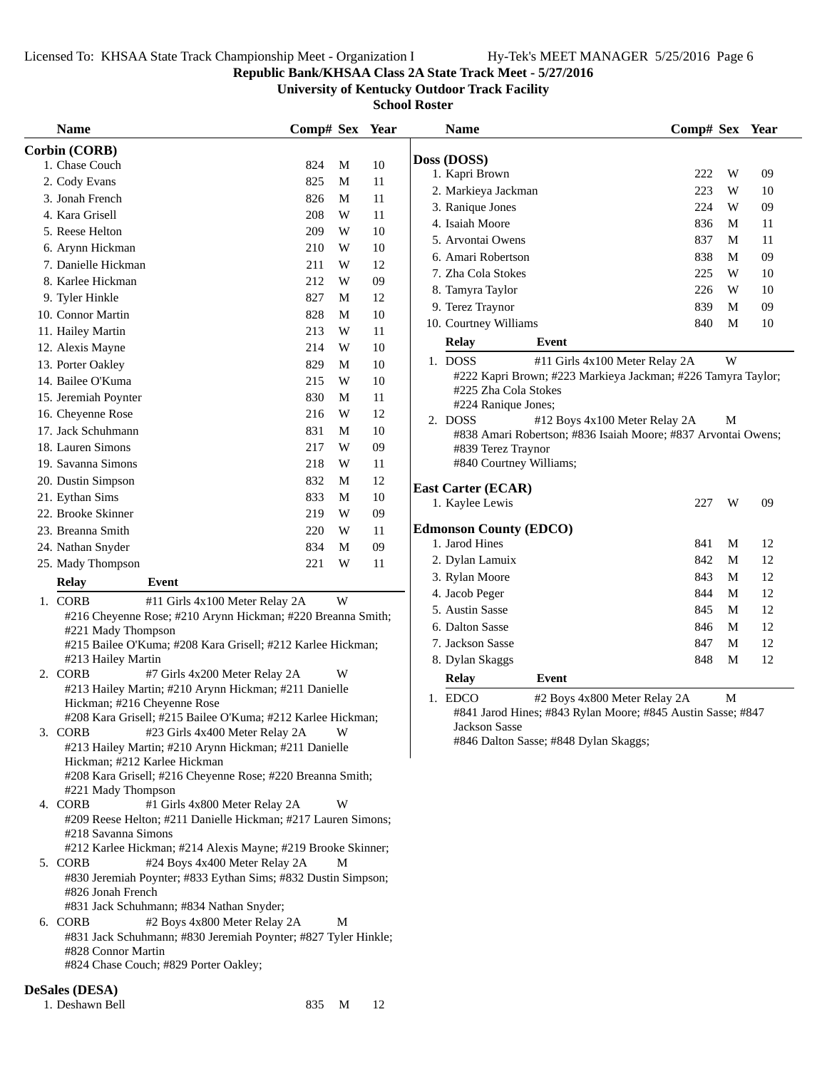**Republic Bank/KHSAA Class 2A State Track Meet - 5/27/2016**

**University of Kentucky Outdoor Track Facility**

**School Roster**

## Corbin (CORB)

| Name | Comp# | Sex | Year |
|---|---|---|---|
| 1. Chase Couch | 824 | M | 10 |
| 2. Cody Evans | 825 | M | 11 |
| 3. Jonah French | 826 | M | 11 |
| 4. Kara Grisell | 208 | W | 11 |
| 5. Reese Helton | 209 | W | 10 |
| 6. Arynn Hickman | 210 | W | 10 |
| 7. Danielle Hickman | 211 | W | 12 |
| 8. Karlee Hickman | 212 | W | 09 |
| 9. Tyler Hinkle | 827 | M | 12 |
| 10. Connor Martin | 828 | M | 10 |
| 11. Hailey Martin | 213 | W | 11 |
| 12. Alexis Mayne | 214 | W | 10 |
| 13. Porter Oakley | 829 | M | 10 |
| 14. Bailee O'Kuma | 215 | W | 10 |
| 15. Jeremiah Poynter | 830 | M | 11 |
| 16. Cheyenne Rose | 216 | W | 12 |
| 17. Jack Schuhmann | 831 | M | 10 |
| 18. Lauren Simons | 217 | W | 09 |
| 19. Savanna Simons | 218 | W | 11 |
| 20. Dustin Simpson | 832 | M | 12 |
| 21. Eythan Sims | 833 | M | 10 |
| 22. Brooke Skinner | 219 | W | 09 |
| 23. Breanna Smith | 220 | W | 11 |
| 24. Nathan Snyder | 834 | M | 09 |
| 25. Mady Thompson | 221 | W | 11 |

| Relay | Event | |
|---|---|---|
| 1. CORB | #11 Girls 4x100 Meter Relay 2A | W |

#216 Cheyenne Rose; #210 Arynn Hickman; #220 Breanna Smith; #221 Mady Thompson
#215 Bailee O'Kuma; #208 Kara Grisell; #212 Karlee Hickman; #213 Hailey Martin

| Relay | Event | |
|---|---|---|
| 2. CORB | #7 Girls 4x200 Meter Relay 2A | W |

#213 Hailey Martin; #210 Arynn Hickman; #211 Danielle Hickman; #216 Cheyenne Rose
#208 Kara Grisell; #215 Bailee O'Kuma; #212 Karlee Hickman;

| Relay | Event | |
|---|---|---|
| 3. CORB | #23 Girls 4x400 Meter Relay 2A | W |

#213 Hailey Martin; #210 Arynn Hickman; #211 Danielle Hickman; #212 Karlee Hickman
#208 Kara Grisell; #216 Cheyenne Rose; #220 Breanna Smith; #221 Mady Thompson

| Relay | Event | |
|---|---|---|
| 4. CORB | #1 Girls 4x800 Meter Relay 2A | W |

#209 Reese Helton; #211 Danielle Hickman; #217 Lauren Simons; #218 Savanna Simons
#212 Karlee Hickman; #214 Alexis Mayne; #219 Brooke Skinner;

| Relay | Event | |
|---|---|---|
| 5. CORB | #24 Boys 4x400 Meter Relay 2A | M |

#830 Jeremiah Poynter; #833 Eythan Sims; #832 Dustin Simpson; #826 Jonah French
#831 Jack Schuhmann; #834 Nathan Snyder;

| Relay | Event | |
|---|---|---|
| 6. CORB | #2 Boys 4x800 Meter Relay 2A | M |

#831 Jack Schuhmann; #830 Jeremiah Poynter; #827 Tyler Hinkle; #828 Connor Martin
#824 Chase Couch; #829 Porter Oakley;

## DeSales (DESA)

| Name | Comp# | Sex | Year |
|---|---|---|---|
| 1. Deshawn Bell | 835 | M | 12 |

## Doss (DOSS)

| Name | Comp# | Sex | Year |
|---|---|---|---|
| 1. Kapri Brown | 222 | W | 09 |
| 2. Markieya Jackman | 223 | W | 10 |
| 3. Ranique Jones | 224 | W | 09 |
| 4. Isaiah Moore | 836 | M | 11 |
| 5. Arvontai Owens | 837 | M | 11 |
| 6. Amari Robertson | 838 | M | 09 |
| 7. Zha Cola Stokes | 225 | W | 10 |
| 8. Tamyra Taylor | 226 | W | 10 |
| 9. Terez Traynor | 839 | M | 09 |
| 10. Courtney Williams | 840 | M | 10 |

| Relay | Event | |
|---|---|---|
| 1. DOSS | #11 Girls 4x100 Meter Relay 2A | W |

#222 Kapri Brown; #223 Markieya Jackman; #226 Tamyra Taylor; #225 Zha Cola Stokes
#224 Ranique Jones;

| Relay | Event | |
|---|---|---|
| 2. DOSS | #12 Boys 4x100 Meter Relay 2A | M |

#838 Amari Robertson; #836 Isaiah Moore; #837 Arvontai Owens; #839 Terez Traynor
#840 Courtney Williams;

## East Carter (ECAR)

| Name | Comp# | Sex | Year |
|---|---|---|---|
| 1. Kaylee Lewis | 227 | W | 09 |

## Edmonson County (EDCO)

| Name | Comp# | Sex | Year |
|---|---|---|---|
| 1. Jarod Hines | 841 | M | 12 |
| 2. Dylan Lamuix | 842 | M | 12 |
| 3. Rylan Moore | 843 | M | 12 |
| 4. Jacob Peger | 844 | M | 12 |
| 5. Austin Sasse | 845 | M | 12 |
| 6. Dalton Sasse | 846 | M | 12 |
| 7. Jackson Sasse | 847 | M | 12 |
| 8. Dylan Skaggs | 848 | M | 12 |

| Relay | Event | |
|---|---|---|
| 1. EDCO | #2 Boys 4x800 Meter Relay 2A | M |

#841 Jarod Hines; #843 Rylan Moore; #845 Austin Sasse; #847 Jackson Sasse
#846 Dalton Sasse; #848 Dylan Skaggs;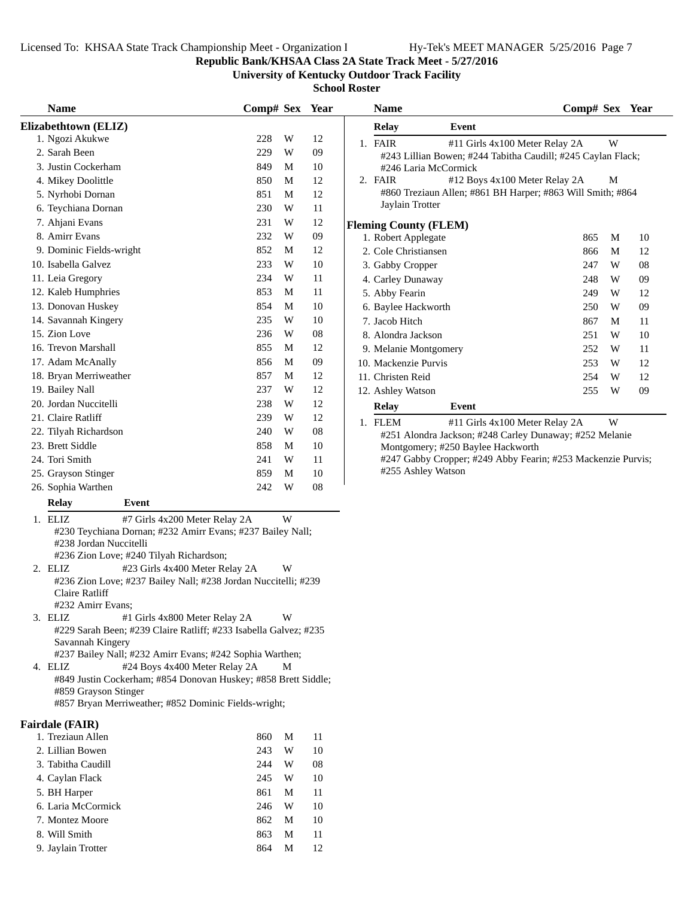**Republic Bank/KHSAA Class 2A State Track Meet - 5/27/2016**

**University of Kentucky Outdoor Track Facility**

**School Roster**

### Elizabethtown (ELIZ)

| Name | Comp# | Sex | Year |
|---|---|---|---|
| 1. Ngozi Akukwe | 228 | W | 12 |
| 2. Sarah Been | 229 | W | 09 |
| 3. Justin Cockerham | 849 | M | 10 |
| 4. Mikey Doolittle | 850 | M | 12 |
| 5. Nyrhobi Dornan | 851 | M | 12 |
| 6. Teychiana Dornan | 230 | W | 11 |
| 7. Ahjani Evans | 231 | W | 12 |
| 8. Amirr Evans | 232 | W | 09 |
| 9. Dominic Fields-wright | 852 | M | 12 |
| 10. Isabella Galvez | 233 | W | 10 |
| 11. Leia Gregory | 234 | W | 11 |
| 12. Kaleb Humphries | 853 | M | 11 |
| 13. Donovan Huskey | 854 | M | 10 |
| 14. Savannah Kingery | 235 | W | 10 |
| 15. Zion Love | 236 | W | 08 |
| 16. Trevon Marshall | 855 | M | 12 |
| 17. Adam McAnally | 856 | M | 09 |
| 18. Bryan Merriweather | 857 | M | 12 |
| 19. Bailey Nall | 237 | W | 12 |
| 20. Jordan Nuccitelli | 238 | W | 12 |
| 21. Claire Ratliff | 239 | W | 12 |
| 22. Tilyah Richardson | 240 | W | 08 |
| 23. Brett Siddle | 858 | M | 10 |
| 24. Tori Smith | 241 | W | 11 |
| 25. Grayson Stinger | 859 | M | 10 |
| 26. Sophia Warthen | 242 | W | 08 |

| Relay | Event | Sex |
|---|---|---|
| 1. ELIZ | #7 Girls 4x200 Meter Relay 2A | W |
| 2. ELIZ | #23 Girls 4x400 Meter Relay 2A | W |
| 3. ELIZ | #1 Girls 4x800 Meter Relay 2A | W |
| 4. ELIZ | #24 Boys 4x400 Meter Relay 2A | M |

1. ELIZ — #7 Girls 4x200 Meter Relay 2A — W
   #230 Teychiana Dornan; #232 Amirr Evans; #237 Bailey Nall; #238 Jordan Nuccitelli
   #236 Zion Love; #240 Tilyah Richardson;
2. ELIZ — #23 Girls 4x400 Meter Relay 2A — W
   #236 Zion Love; #237 Bailey Nall; #238 Jordan Nuccitelli; #239 Claire Ratliff
   #232 Amirr Evans;
3. ELIZ — #1 Girls 4x800 Meter Relay 2A — W
   #229 Sarah Been; #239 Claire Ratliff; #233 Isabella Galvez; #235 Savannah Kingery
   #237 Bailey Nall; #232 Amirr Evans; #242 Sophia Warthen;
4. ELIZ — #24 Boys 4x400 Meter Relay 2A — M
   #849 Justin Cockerham; #854 Donovan Huskey; #858 Brett Siddle; #859 Grayson Stinger
   #857 Bryan Merriweather; #852 Dominic Fields-wright;

### Fairdale (FAIR)

| Name | Comp# | Sex | Year |
|---|---|---|---|
| 1. Treziaun Allen | 860 | M | 11 |
| 2. Lillian Bowen | 243 | W | 10 |
| 3. Tabitha Caudill | 244 | W | 08 |
| 4. Caylan Flack | 245 | W | 10 |
| 5. BH Harper | 861 | M | 11 |
| 6. Laria McCormick | 246 | W | 10 |
| 7. Montez Moore | 862 | M | 10 |
| 8. Will Smith | 863 | M | 11 |
| 9. Jaylain Trotter | 864 | M | 12 |

1. FAIR — #11 Girls 4x100 Meter Relay 2A — W
   #243 Lillian Bowen; #244 Tabitha Caudill; #245 Caylan Flack; #246 Laria McCormick
2. FAIR — #12 Boys 4x100 Meter Relay 2A — M
   #860 Treziaun Allen; #861 BH Harper; #863 Will Smith; #864 Jaylain Trotter

### Fleming County (FLEM)

| Name | Comp# | Sex | Year |
|---|---|---|---|
| 1. Robert Applegate | 865 | M | 10 |
| 2. Cole Christiansen | 866 | M | 12 |
| 3. Gabby Cropper | 247 | W | 08 |
| 4. Carley Dunaway | 248 | W | 09 |
| 5. Abby Fearin | 249 | W | 12 |
| 6. Baylee Hackworth | 250 | W | 09 |
| 7. Jacob Hitch | 867 | M | 11 |
| 8. Alondra Jackson | 251 | W | 10 |
| 9. Melanie Montgomery | 252 | W | 11 |
| 10. Mackenzie Purvis | 253 | W | 12 |
| 11. Christen Reid | 254 | W | 12 |
| 12. Ashley Watson | 255 | W | 09 |

1. FLEM — #11 Girls 4x100 Meter Relay 2A — W
   #251 Alondra Jackson; #248 Carley Dunaway; #252 Melanie Montgomery; #250 Baylee Hackworth
   #247 Gabby Cropper; #249 Abby Fearin; #253 Mackenzie Purvis; #255 Ashley Watson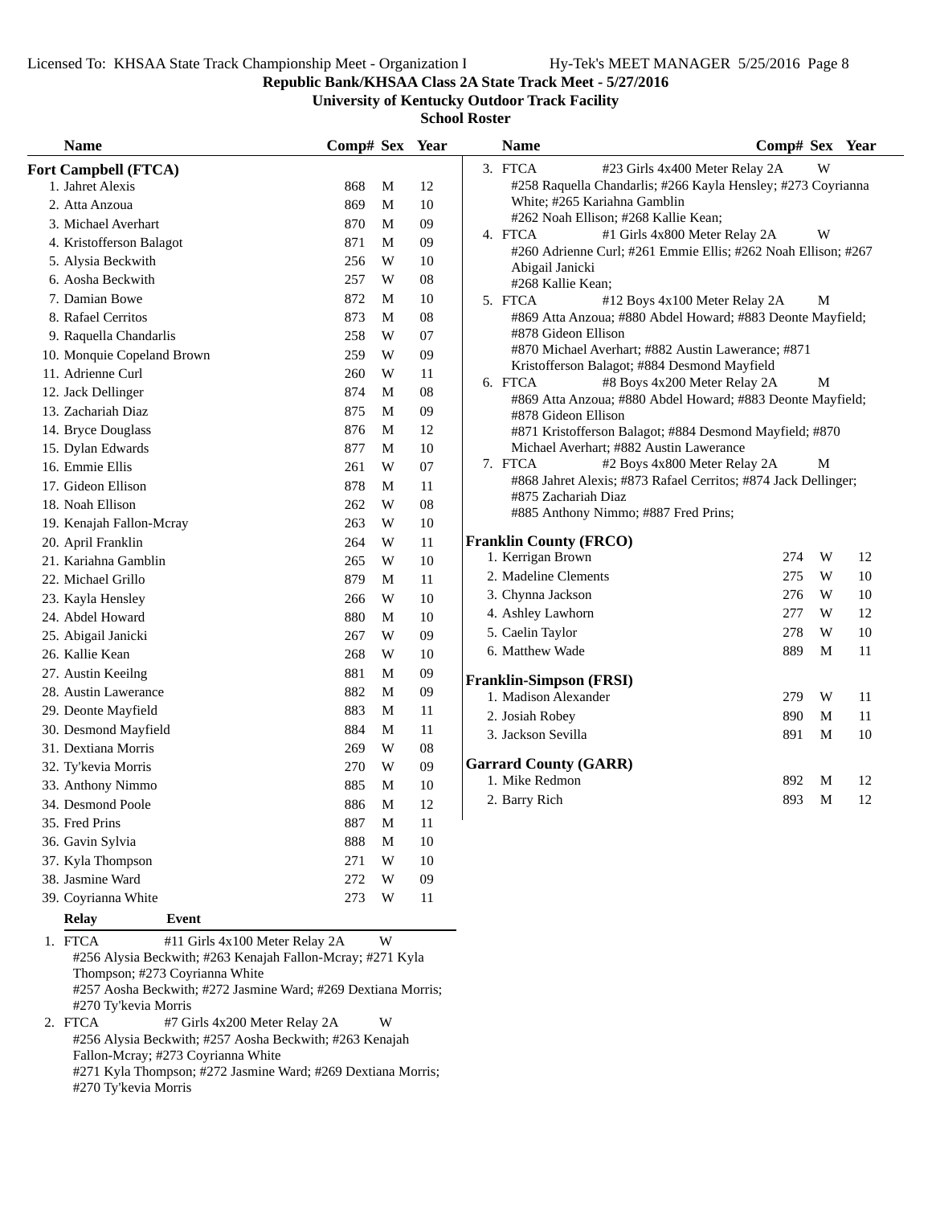Republic Bank/KHSAA Class 2A State Track Meet - 5/27/2016

University of Kentucky Outdoor Track Facility

School Roster

## Fort Campbell (FTCA)

| Name | Comp# | Sex | Year |
|---|---|---|---|
| 1. Jahret Alexis | 868 | M | 12 |
| 2. Atta Anzoua | 869 | M | 10 |
| 3. Michael Averhart | 870 | M | 09 |
| 4. Kristofferson Balagot | 871 | M | 09 |
| 5. Alysia Beckwith | 256 | W | 10 |
| 6. Aosha Beckwith | 257 | W | 08 |
| 7. Damian Bowe | 872 | M | 10 |
| 8. Rafael Cerritos | 873 | M | 08 |
| 9. Raquella Chandarlis | 258 | W | 07 |
| 10. Monquie Copeland Brown | 259 | W | 09 |
| 11. Adrienne Curl | 260 | W | 11 |
| 12. Jack Dellinger | 874 | M | 08 |
| 13. Zachariah Diaz | 875 | M | 09 |
| 14. Bryce Douglass | 876 | M | 12 |
| 15. Dylan Edwards | 877 | M | 10 |
| 16. Emmie Ellis | 261 | W | 07 |
| 17. Gideon Ellison | 878 | M | 11 |
| 18. Noah Ellison | 262 | W | 08 |
| 19. Kenajah Fallon-Mcray | 263 | W | 10 |
| 20. April Franklin | 264 | W | 11 |
| 21. Kariahna Gamblin | 265 | W | 10 |
| 22. Michael Grillo | 879 | M | 11 |
| 23. Kayla Hensley | 266 | W | 10 |
| 24. Abdel Howard | 880 | M | 10 |
| 25. Abigail Janicki | 267 | W | 09 |
| 26. Kallie Kean | 268 | W | 10 |
| 27. Austin Keeilng | 881 | M | 09 |
| 28. Austin Lawerance | 882 | M | 09 |
| 29. Deonte Mayfield | 883 | M | 11 |
| 30. Desmond Mayfield | 884 | M | 11 |
| 31. Dextiana Morris | 269 | W | 08 |
| 32. Ty'kevia Morris | 270 | W | 09 |
| 33. Anthony Nimmo | 885 | M | 10 |
| 34. Desmond Poole | 886 | M | 12 |
| 35. Fred Prins | 887 | M | 11 |
| 36. Gavin Sylvia | 888 | M | 10 |
| 37. Kyla Thompson | 271 | W | 10 |
| 38. Jasmine Ward | 272 | W | 09 |
| 39. Coyrianna White | 273 | W | 11 |

| Relay | Event | Sex |
|---|---|---|
| 1. FTCA | #11 Girls 4x100 Meter Relay 2A | W |

#256 Alysia Beckwith; #263 Kenajah Fallon-Mcray; #271 Kyla Thompson; #273 Coyrianna White
#257 Aosha Beckwith; #272 Jasmine Ward; #269 Dextiana Morris; #270 Ty'kevia Morris

| Relay | Event | Sex |
|---|---|---|
| 2. FTCA | #7 Girls 4x200 Meter Relay 2A | W |

#256 Alysia Beckwith; #257 Aosha Beckwith; #263 Kenajah Fallon-Mcray; #273 Coyrianna White
#271 Kyla Thompson; #272 Jasmine Ward; #269 Dextiana Morris; #270 Ty'kevia Morris

| Relay | Event | Sex |
|---|---|---|
| 3. FTCA | #23 Girls 4x400 Meter Relay 2A | W |

#258 Raquella Chandarlis; #266 Kayla Hensley; #273 Coyrianna White; #265 Kariahna Gamblin
#262 Noah Ellison; #268 Kallie Kean;

| Relay | Event | Sex |
|---|---|---|
| 4. FTCA | #1 Girls 4x800 Meter Relay 2A | W |

#260 Adrienne Curl; #261 Emmie Ellis; #262 Noah Ellison; #267 Abigail Janicki
#268 Kallie Kean;

| Relay | Event | Sex |
|---|---|---|
| 5. FTCA | #12 Boys 4x100 Meter Relay 2A | M |

#869 Atta Anzoua; #880 Abdel Howard; #883 Deonte Mayfield; #878 Gideon Ellison
#870 Michael Averhart; #882 Austin Lawerance; #871 Kristofferson Balagot; #884 Desmond Mayfield

| Relay | Event | Sex |
|---|---|---|
| 6. FTCA | #8 Boys 4x200 Meter Relay 2A | M |

#869 Atta Anzoua; #880 Abdel Howard; #883 Deonte Mayfield; #878 Gideon Ellison
#871 Kristofferson Balagot; #884 Desmond Mayfield; #870 Michael Averhart; #882 Austin Lawerance

| Relay | Event | Sex |
|---|---|---|
| 7. FTCA | #2 Boys 4x800 Meter Relay 2A | M |

#868 Jahret Alexis; #873 Rafael Cerritos; #874 Jack Dellinger; #875 Zachariah Diaz
#885 Anthony Nimmo; #887 Fred Prins;

## Franklin County (FRCO)

| Name | Comp# | Sex | Year |
|---|---|---|---|
| 1. Kerrigan Brown | 274 | W | 12 |
| 2. Madeline Clements | 275 | W | 10 |
| 3. Chynna Jackson | 276 | W | 10 |
| 4. Ashley Lawhorn | 277 | W | 12 |
| 5. Caelin Taylor | 278 | W | 10 |
| 6. Matthew Wade | 889 | M | 11 |

## Franklin-Simpson (FRSI)

| Name | Comp# | Sex | Year |
|---|---|---|---|
| 1. Madison Alexander | 279 | W | 11 |
| 2. Josiah Robey | 890 | M | 11 |
| 3. Jackson Sevilla | 891 | M | 10 |

## Garrard County (GARR)

| Name | Comp# | Sex | Year |
|---|---|---|---|
| 1. Mike Redmon | 892 | M | 12 |
| 2. Barry Rich | 893 | M | 12 |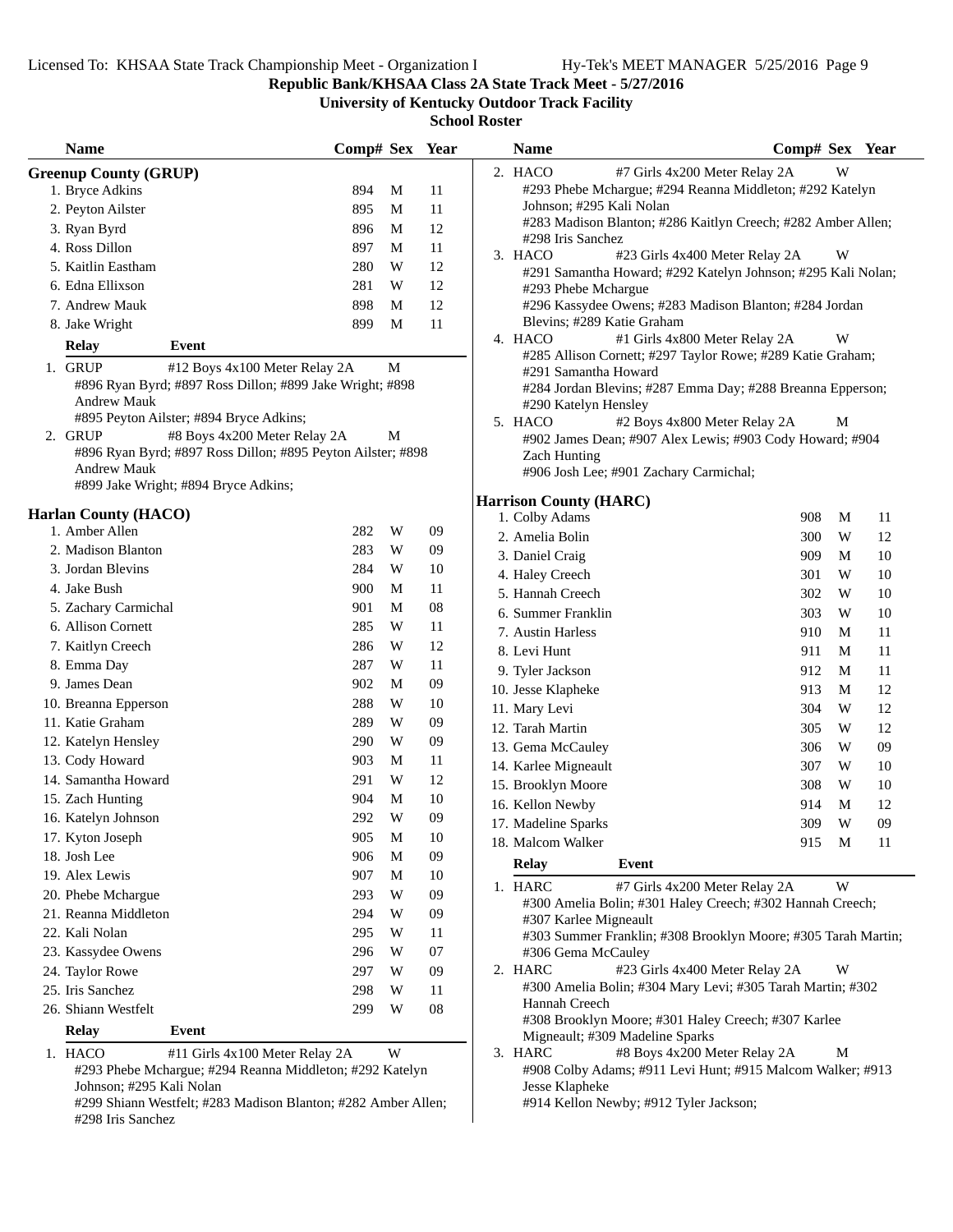## Republic Bank/KHSAA Class 2A State Track Meet - 5/27/2016

### University of Kentucky Outdoor Track Facility

### School Roster

### Greenup County (GRUP)

| Name | Comp# | Sex | Year |
|---|---|---|---|
| 1. Bryce Adkins | 894 | M | 11 |
| 2. Peyton Ailster | 895 | M | 11 |
| 3. Ryan Byrd | 896 | M | 12 |
| 4. Ross Dillon | 897 | M | 11 |
| 5. Kaitlin Eastham | 280 | W | 12 |
| 6. Edna Ellixson | 281 | W | 12 |
| 7. Andrew Mauk | 898 | M | 12 |
| 8. Jake Wright | 899 | M | 11 |

| Relay | Event | Sex |
|---|---|---|
| 1. GRUP | #12 Boys 4x100 Meter Relay 2A | M |
| 2. GRUP | #8 Boys 4x200 Meter Relay 2A | M |

1. GRUP #12 Boys 4x100 Meter Relay 2A (M)
   #896 Ryan Byrd; #897 Ross Dillon; #899 Jake Wright; #898 Andrew Mauk
   #895 Peyton Ailster; #894 Bryce Adkins;
2. GRUP #8 Boys 4x200 Meter Relay 2A (M)
   #896 Ryan Byrd; #897 Ross Dillon; #895 Peyton Ailster; #898 Andrew Mauk
   #899 Jake Wright; #894 Bryce Adkins;

### Harlan County (HACO)

| Name | Comp# | Sex | Year |
|---|---|---|---|
| 1. Amber Allen | 282 | W | 09 |
| 2. Madison Blanton | 283 | W | 09 |
| 3. Jordan Blevins | 284 | W | 10 |
| 4. Jake Bush | 900 | M | 11 |
| 5. Zachary Carmichal | 901 | M | 08 |
| 6. Allison Cornett | 285 | W | 11 |
| 7. Kaitlyn Creech | 286 | W | 12 |
| 8. Emma Day | 287 | W | 11 |
| 9. James Dean | 902 | M | 09 |
| 10. Breanna Epperson | 288 | W | 10 |
| 11. Katie Graham | 289 | W | 09 |
| 12. Katelyn Hensley | 290 | W | 09 |
| 13. Cody Howard | 903 | M | 11 |
| 14. Samantha Howard | 291 | W | 12 |
| 15. Zach Hunting | 904 | M | 10 |
| 16. Katelyn Johnson | 292 | W | 09 |
| 17. Kyton Joseph | 905 | M | 10 |
| 18. Josh Lee | 906 | M | 09 |
| 19. Alex Lewis | 907 | M | 10 |
| 20. Phebe Mchargue | 293 | W | 09 |
| 21. Reanna Middleton | 294 | W | 09 |
| 22. Kali Nolan | 295 | W | 11 |
| 23. Kassydee Owens | 296 | W | 07 |
| 24. Taylor Rowe | 297 | W | 09 |
| 25. Iris Sanchez | 298 | W | 11 |
| 26. Shiann Westfelt | 299 | W | 08 |

1. HACO #11 Girls 4x100 Meter Relay 2A (W)
   #293 Phebe Mchargue; #294 Reanna Middleton; #292 Katelyn Johnson; #295 Kali Nolan
   #299 Shiann Westfelt; #283 Madison Blanton; #282 Amber Allen; #298 Iris Sanchez
2. HACO #7 Girls 4x200 Meter Relay 2A (W)
   #293 Phebe Mchargue; #294 Reanna Middleton; #292 Katelyn Johnson; #295 Kali Nolan
   #283 Madison Blanton; #286 Kaitlyn Creech; #282 Amber Allen; #298 Iris Sanchez
3. HACO #23 Girls 4x400 Meter Relay 2A (W)
   #291 Samantha Howard; #292 Katelyn Johnson; #295 Kali Nolan; #293 Phebe Mchargue
   #296 Kassydee Owens; #283 Madison Blanton; #284 Jordan Blevins; #289 Katie Graham
4. HACO #1 Girls 4x800 Meter Relay 2A (W)
   #285 Allison Cornett; #297 Taylor Rowe; #289 Katie Graham; #291 Samantha Howard
   #284 Jordan Blevins; #287 Emma Day; #288 Breanna Epperson; #290 Katelyn Hensley
5. HACO #2 Boys 4x800 Meter Relay 2A (M)
   #902 James Dean; #907 Alex Lewis; #903 Cody Howard; #904 Zach Hunting
   #906 Josh Lee; #901 Zachary Carmichal;

### Harrison County (HARC)

| Name | Comp# | Sex | Year |
|---|---|---|---|
| 1. Colby Adams | 908 | M | 11 |
| 2. Amelia Bolin | 300 | W | 12 |
| 3. Daniel Craig | 909 | M | 10 |
| 4. Haley Creech | 301 | W | 10 |
| 5. Hannah Creech | 302 | W | 10 |
| 6. Summer Franklin | 303 | W | 10 |
| 7. Austin Harless | 910 | M | 11 |
| 8. Levi Hunt | 911 | M | 11 |
| 9. Tyler Jackson | 912 | M | 11 |
| 10. Jesse Klapheke | 913 | M | 12 |
| 11. Mary Levi | 304 | W | 12 |
| 12. Tarah Martin | 305 | W | 12 |
| 13. Gema McCauley | 306 | W | 09 |
| 14. Karlee Migneault | 307 | W | 10 |
| 15. Brooklyn Moore | 308 | W | 10 |
| 16. Kellon Newby | 914 | M | 12 |
| 17. Madeline Sparks | 309 | W | 09 |
| 18. Malcom Walker | 915 | M | 11 |

1. HARC #7 Girls 4x200 Meter Relay 2A (W)
   #300 Amelia Bolin; #301 Haley Creech; #302 Hannah Creech; #307 Karlee Migneault
   #303 Summer Franklin; #308 Brooklyn Moore; #305 Tarah Martin; #306 Gema McCauley
2. HARC #23 Girls 4x400 Meter Relay 2A (W)
   #300 Amelia Bolin; #304 Mary Levi; #305 Tarah Martin; #302 Hannah Creech
   #308 Brooklyn Moore; #301 Haley Creech; #307 Karlee Migneault; #309 Madeline Sparks
3. HARC #8 Boys 4x200 Meter Relay 2A (M)
   #908 Colby Adams; #911 Levi Hunt; #915 Malcom Walker; #913 Jesse Klapheke
   #914 Kellon Newby; #912 Tyler Jackson;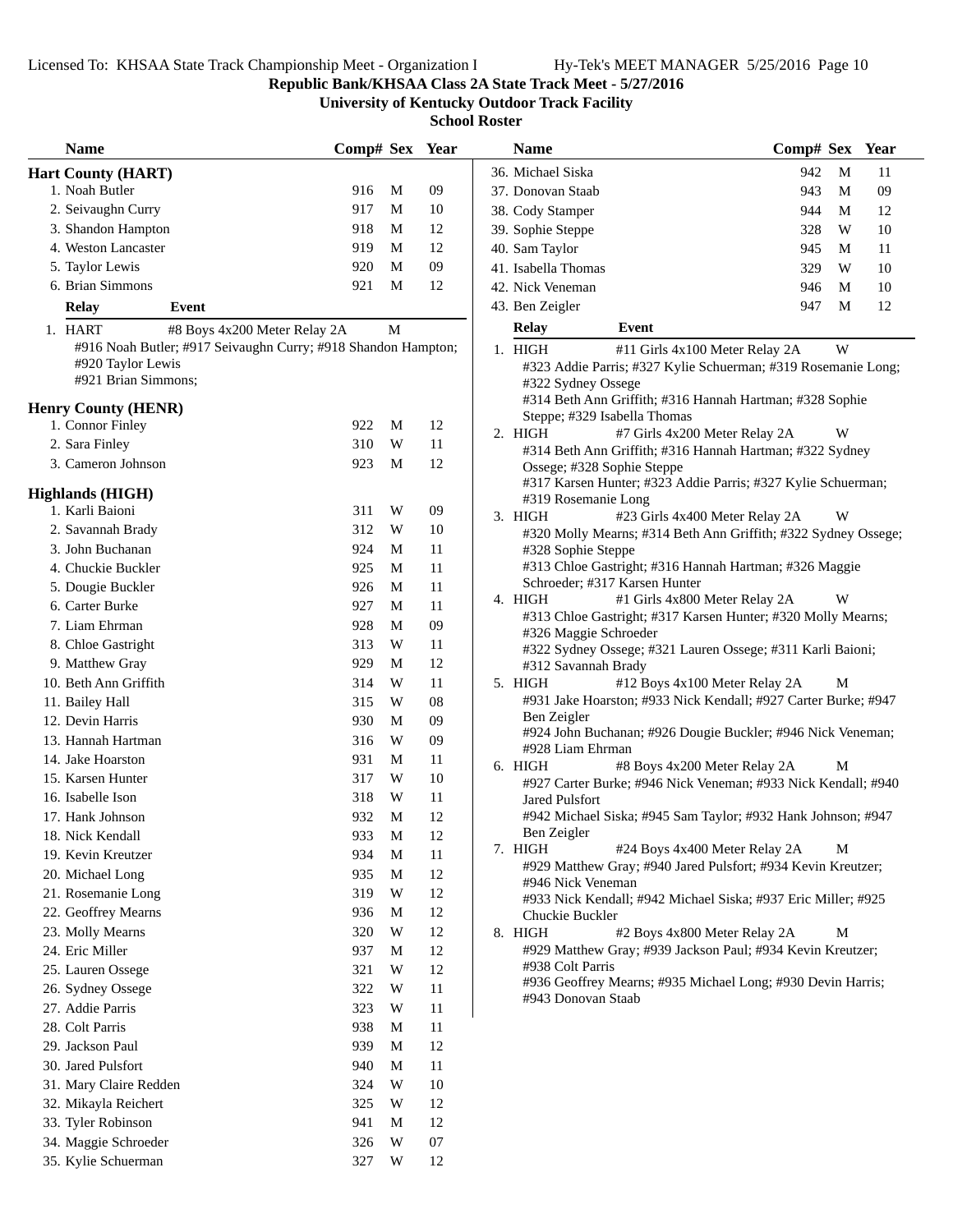Republic Bank/KHSAA Class 2A State Track Meet - 5/27/2016

University of Kentucky Outdoor Track Facility

School Roster

## Hart County (HART)

| Name | Comp# | Sex | Year |
|---|---|---|---|
| 1. Noah Butler | 916 | M | 09 |
| 2. Seivaughn Curry | 917 | M | 10 |
| 3. Shandon Hampton | 918 | M | 12 |
| 4. Weston Lancaster | 919 | M | 12 |
| 5. Taylor Lewis | 920 | M | 09 |
| 6. Brian Simmons | 921 | M | 12 |

| Relay | Event | Sex |
|---|---|---|
| 1. HART | #8 Boys 4x200 Meter Relay 2A | M |

#916 Noah Butler; #917 Seivaughn Curry; #918 Shandon Hampton; #920 Taylor Lewis
#921 Brian Simmons;

## Henry County (HENR)

| Name | Comp# | Sex | Year |
|---|---|---|---|
| 1. Connor Finley | 922 | M | 12 |
| 2. Sara Finley | 310 | W | 11 |
| 3. Cameron Johnson | 923 | M | 12 |

## Highlands (HIGH)

| Name | Comp# | Sex | Year |
|---|---|---|---|
| 1. Karli Baioni | 311 | W | 09 |
| 2. Savannah Brady | 312 | W | 10 |
| 3. John Buchanan | 924 | M | 11 |
| 4. Chuckie Buckler | 925 | M | 11 |
| 5. Dougie Buckler | 926 | M | 11 |
| 6. Carter Burke | 927 | M | 11 |
| 7. Liam Ehrman | 928 | M | 09 |
| 8. Chloe Gastright | 313 | W | 11 |
| 9. Matthew Gray | 929 | M | 12 |
| 10. Beth Ann Griffith | 314 | W | 11 |
| 11. Bailey Hall | 315 | W | 08 |
| 12. Devin Harris | 930 | M | 09 |
| 13. Hannah Hartman | 316 | W | 09 |
| 14. Jake Hoarston | 931 | M | 11 |
| 15. Karsen Hunter | 317 | W | 10 |
| 16. Isabelle Ison | 318 | W | 11 |
| 17. Hank Johnson | 932 | M | 12 |
| 18. Nick Kendall | 933 | M | 12 |
| 19. Kevin Kreutzer | 934 | M | 11 |
| 20. Michael Long | 935 | M | 12 |
| 21. Rosemanie Long | 319 | W | 12 |
| 22. Geoffrey Mearns | 936 | M | 12 |
| 23. Molly Mearns | 320 | W | 12 |
| 24. Eric Miller | 937 | M | 12 |
| 25. Lauren Ossege | 321 | W | 12 |
| 26. Sydney Ossege | 322 | W | 11 |
| 27. Addie Parris | 323 | W | 11 |
| 28. Colt Parris | 938 | M | 11 |
| 29. Jackson Paul | 939 | M | 12 |
| 30. Jared Pulsfort | 940 | M | 11 |
| 31. Mary Claire Redden | 324 | W | 10 |
| 32. Mikayla Reichert | 325 | W | 12 |
| 33. Tyler Robinson | 941 | M | 12 |
| 34. Maggie Schroeder | 326 | W | 07 |
| 35. Kylie Schuerman | 327 | W | 12 |
| 36. Michael Siska | 942 | M | 11 |
| 37. Donovan Staab | 943 | M | 09 |
| 38. Cody Stamper | 944 | M | 12 |
| 39. Sophie Steppe | 328 | W | 10 |
| 40. Sam Taylor | 945 | M | 11 |
| 41. Isabella Thomas | 329 | W | 10 |
| 42. Nick Veneman | 946 | M | 10 |
| 43. Ben Zeigler | 947 | M | 12 |

| Relay | Event | Sex |
|---|---|---|
| 1. HIGH | #11 Girls 4x100 Meter Relay 2A | W |

#323 Addie Parris; #327 Kylie Schuerman; #319 Rosemanie Long; #322 Sydney Ossege
#314 Beth Ann Griffith; #316 Hannah Hartman; #328 Sophie Steppe; #329 Isabella Thomas

| Relay | Event | Sex |
|---|---|---|
| 2. HIGH | #7 Girls 4x200 Meter Relay 2A | W |

#314 Beth Ann Griffith; #316 Hannah Hartman; #322 Sydney Ossege; #328 Sophie Steppe
#317 Karsen Hunter; #323 Addie Parris; #327 Kylie Schuerman; #319 Rosemanie Long

| Relay | Event | Sex |
|---|---|---|
| 3. HIGH | #23 Girls 4x400 Meter Relay 2A | W |

#320 Molly Mearns; #314 Beth Ann Griffith; #322 Sydney Ossege; #328 Sophie Steppe
#313 Chloe Gastright; #316 Hannah Hartman; #326 Maggie Schroeder; #317 Karsen Hunter

| Relay | Event | Sex |
|---|---|---|
| 4. HIGH | #1 Girls 4x800 Meter Relay 2A | W |

#313 Chloe Gastright; #317 Karsen Hunter; #320 Molly Mearns; #326 Maggie Schroeder
#322 Sydney Ossege; #321 Lauren Ossege; #311 Karli Baioni; #312 Savannah Brady

| Relay | Event | Sex |
|---|---|---|
| 5. HIGH | #12 Boys 4x100 Meter Relay 2A | M |

#931 Jake Hoarston; #933 Nick Kendall; #927 Carter Burke; #947 Ben Zeigler
#924 John Buchanan; #926 Dougie Buckler; #946 Nick Veneman; #928 Liam Ehrman

| Relay | Event | Sex |
|---|---|---|
| 6. HIGH | #8 Boys 4x200 Meter Relay 2A | M |

#927 Carter Burke; #946 Nick Veneman; #933 Nick Kendall; #940 Jared Pulsfort
#942 Michael Siska; #945 Sam Taylor; #932 Hank Johnson; #947 Ben Zeigler

| Relay | Event | Sex |
|---|---|---|
| 7. HIGH | #24 Boys 4x400 Meter Relay 2A | M |

#929 Matthew Gray; #940 Jared Pulsfort; #934 Kevin Kreutzer; #946 Nick Veneman
#933 Nick Kendall; #942 Michael Siska; #937 Eric Miller; #925 Chuckie Buckler

| Relay | Event | Sex |
|---|---|---|
| 8. HIGH | #2 Boys 4x800 Meter Relay 2A | M |

#929 Matthew Gray; #939 Jackson Paul; #934 Kevin Kreutzer; #938 Colt Parris
#936 Geoffrey Mearns; #935 Michael Long; #930 Devin Harris; #943 Donovan Staab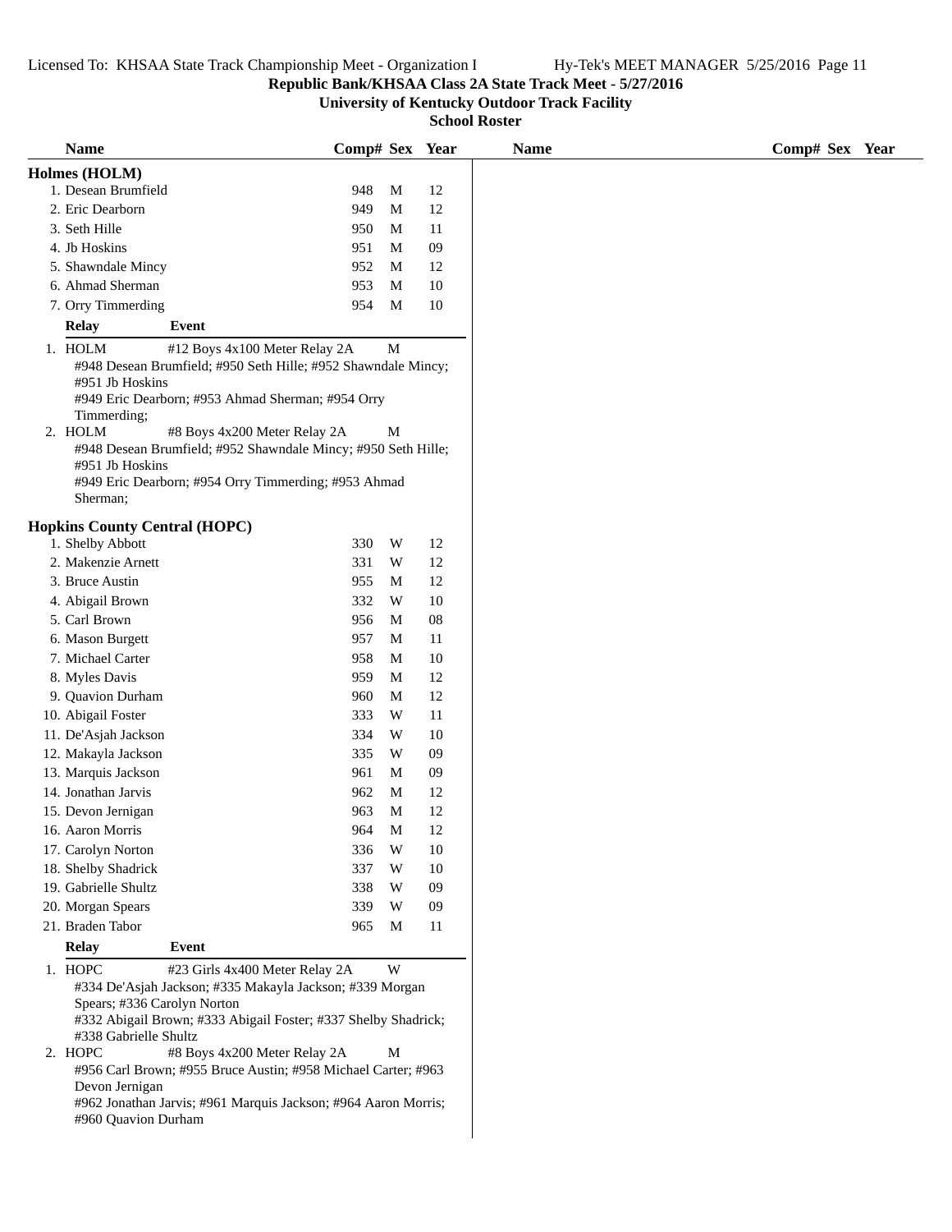Republic Bank/KHSAA Class 2A State Track Meet - 5/27/2016

University of Kentucky Outdoor Track Facility

School Roster

## Holmes (HOLM)

| Name | Comp# | Sex | Year |
|---|---|---|---|
| 1. Desean Brumfield | 948 | M | 12 |
| 2. Eric Dearborn | 949 | M | 12 |
| 3. Seth Hille | 950 | M | 11 |
| 4. Jb Hoskins | 951 | M | 09 |
| 5. Shawndale Mincy | 952 | M | 12 |
| 6. Ahmad Sherman | 953 | M | 10 |
| 7. Orry Timmerding | 954 | M | 10 |

| Relay | Event | |
|---|---|---|
| 1. HOLM | #12 Boys 4x100 Meter Relay 2A | M |

#948 Desean Brumfield; #950 Seth Hille; #952 Shawndale Mincy; #951 Jb Hoskins
#949 Eric Dearborn; #953 Ahmad Sherman; #954 Orry Timmerding;

| Relay | Event | |
|---|---|---|
| 2. HOLM | #8 Boys 4x200 Meter Relay 2A | M |

#948 Desean Brumfield; #952 Shawndale Mincy; #950 Seth Hille; #951 Jb Hoskins
#949 Eric Dearborn; #954 Orry Timmerding; #953 Ahmad Sherman;

## Hopkins County Central (HOPC)

| Name | Comp# | Sex | Year |
|---|---|---|---|
| 1. Shelby Abbott | 330 | W | 12 |
| 2. Makenzie Arnett | 331 | W | 12 |
| 3. Bruce Austin | 955 | M | 12 |
| 4. Abigail Brown | 332 | W | 10 |
| 5. Carl Brown | 956 | M | 08 |
| 6. Mason Burgett | 957 | M | 11 |
| 7. Michael Carter | 958 | M | 10 |
| 8. Myles Davis | 959 | M | 12 |
| 9. Quavion Durham | 960 | M | 12 |
| 10. Abigail Foster | 333 | W | 11 |
| 11. De'Asjah Jackson | 334 | W | 10 |
| 12. Makayla Jackson | 335 | W | 09 |
| 13. Marquis Jackson | 961 | M | 09 |
| 14. Jonathan Jarvis | 962 | M | 12 |
| 15. Devon Jernigan | 963 | M | 12 |
| 16. Aaron Morris | 964 | M | 12 |
| 17. Carolyn Norton | 336 | W | 10 |
| 18. Shelby Shadrick | 337 | W | 10 |
| 19. Gabrielle Shultz | 338 | W | 09 |
| 20. Morgan Spears | 339 | W | 09 |
| 21. Braden Tabor | 965 | M | 11 |

| Relay | Event | |
|---|---|---|
| 1. HOPC | #23 Girls 4x400 Meter Relay 2A | W |

#334 De'Asjah Jackson; #335 Makayla Jackson; #339 Morgan Spears; #336 Carolyn Norton
#332 Abigail Brown; #333 Abigail Foster; #337 Shelby Shadrick; #338 Gabrielle Shultz

| Relay | Event | |
|---|---|---|
| 2. HOPC | #8 Boys 4x200 Meter Relay 2A | M |

#956 Carl Brown; #955 Bruce Austin; #958 Michael Carter; #963 Devon Jernigan
#962 Jonathan Jarvis; #961 Marquis Jackson; #964 Aaron Morris; #960 Quavion Durham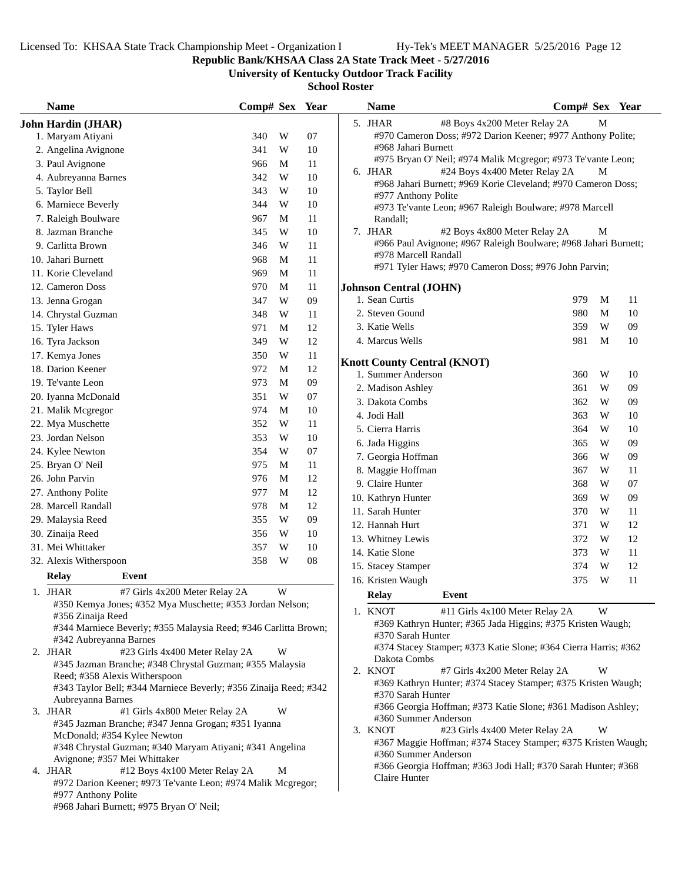**Republic Bank/KHSAA Class 2A State Track Meet - 5/27/2016**

**University of Kentucky Outdoor Track Facility**

**School Roster**

## John Hardin (JHAR)

| Name | Comp# | Sex | Year |
|---|---|---|---|
| 1. Maryam Atiyani | 340 | W | 07 |
| 2. Angelina Avignone | 341 | W | 10 |
| 3. Paul Avignone | 966 | M | 11 |
| 4. Aubreyanna Barnes | 342 | W | 10 |
| 5. Taylor Bell | 343 | W | 10 |
| 6. Marniece Beverly | 344 | W | 10 |
| 7. Raleigh Boulware | 967 | M | 11 |
| 8. Jazman Branche | 345 | W | 10 |
| 9. Carlitta Brown | 346 | W | 11 |
| 10. Jahari Burnett | 968 | M | 11 |
| 11. Korie Cleveland | 969 | M | 11 |
| 12. Cameron Doss | 970 | M | 11 |
| 13. Jenna Grogan | 347 | W | 09 |
| 14. Chrystal Guzman | 348 | W | 11 |
| 15. Tyler Haws | 971 | M | 12 |
| 16. Tyra Jackson | 349 | W | 12 |
| 17. Kemya Jones | 350 | W | 11 |
| 18. Darion Keener | 972 | M | 12 |
| 19. Te'vante Leon | 973 | M | 09 |
| 20. Iyanna McDonald | 351 | W | 07 |
| 21. Malik Mcgregor | 974 | M | 10 |
| 22. Mya Muschette | 352 | W | 11 |
| 23. Jordan Nelson | 353 | W | 10 |
| 24. Kylee Newton | 354 | W | 07 |
| 25. Bryan O' Neil | 975 | M | 11 |
| 26. John Parvin | 976 | M | 12 |
| 27. Anthony Polite | 977 | M | 12 |
| 28. Marcell Randall | 978 | M | 12 |
| 29. Malaysia Reed | 355 | W | 09 |
| 30. Zinaija Reed | 356 | W | 10 |
| 31. Mei Whittaker | 357 | W | 10 |
| 32. Alexis Witherspoon | 358 | W | 08 |

**Relay — Event**

1. JHAR — #7 Girls 4x200 Meter Relay 2A — W
   #350 Kemya Jones; #352 Mya Muschette; #353 Jordan Nelson; #356 Zinaija Reed
   #344 Marniece Beverly; #355 Malaysia Reed; #346 Carlitta Brown; #342 Aubreyanna Barnes
2. JHAR — #23 Girls 4x400 Meter Relay 2A — W
   #345 Jazman Branche; #348 Chrystal Guzman; #355 Malaysia Reed; #358 Alexis Witherspoon
   #343 Taylor Bell; #344 Marniece Beverly; #356 Zinaija Reed; #342 Aubreyanna Barnes
3. JHAR — #1 Girls 4x800 Meter Relay 2A — W
   #345 Jazman Branche; #347 Jenna Grogan; #351 Iyanna McDonald; #354 Kylee Newton
   #348 Chrystal Guzman; #340 Maryam Atiyani; #341 Angelina Avignone; #357 Mei Whittaker
4. JHAR — #12 Boys 4x100 Meter Relay 2A — M
   #972 Darion Keener; #973 Te'vante Leon; #974 Malik Mcgregor; #977 Anthony Polite
   #968 Jahari Burnett; #975 Bryan O' Neil;
5. JHAR — #8 Boys 4x200 Meter Relay 2A — M
   #970 Cameron Doss; #972 Darion Keener; #977 Anthony Polite; #968 Jahari Burnett
   #975 Bryan O' Neil; #974 Malik Mcgregor; #973 Te'vante Leon;
6. JHAR — #24 Boys 4x400 Meter Relay 2A — M
   #968 Jahari Burnett; #969 Korie Cleveland; #970 Cameron Doss; #977 Anthony Polite
   #973 Te'vante Leon; #967 Raleigh Boulware; #978 Marcell Randall;
7. JHAR — #2 Boys 4x800 Meter Relay 2A — M
   #966 Paul Avignone; #967 Raleigh Boulware; #968 Jahari Burnett; #978 Marcell Randall
   #971 Tyler Haws; #970 Cameron Doss; #976 John Parvin;

## Johnson Central (JOHN)

| Name | Comp# | Sex | Year |
|---|---|---|---|
| 1. Sean Curtis | 979 | M | 11 |
| 2. Steven Gound | 980 | M | 10 |
| 3. Katie Wells | 359 | W | 09 |
| 4. Marcus Wells | 981 | M | 10 |

## Knott County Central (KNOT)

| Name | Comp# | Sex | Year |
|---|---|---|---|
| 1. Summer Anderson | 360 | W | 10 |
| 2. Madison Ashley | 361 | W | 09 |
| 3. Dakota Combs | 362 | W | 09 |
| 4. Jodi Hall | 363 | W | 10 |
| 5. Cierra Harris | 364 | W | 10 |
| 6. Jada Higgins | 365 | W | 09 |
| 7. Georgia Hoffman | 366 | W | 09 |
| 8. Maggie Hoffman | 367 | W | 11 |
| 9. Claire Hunter | 368 | W | 07 |
| 10. Kathryn Hunter | 369 | W | 09 |
| 11. Sarah Hunter | 370 | W | 11 |
| 12. Hannah Hurt | 371 | W | 12 |
| 13. Whitney Lewis | 372 | W | 12 |
| 14. Katie Slone | 373 | W | 11 |
| 15. Stacey Stamper | 374 | W | 12 |
| 16. Kristen Waugh | 375 | W | 11 |

**Relay — Event**

1. KNOT — #11 Girls 4x100 Meter Relay 2A — W
   #369 Kathryn Hunter; #365 Jada Higgins; #375 Kristen Waugh; #370 Sarah Hunter
   #374 Stacey Stamper; #373 Katie Slone; #364 Cierra Harris; #362 Dakota Combs
2. KNOT — #7 Girls 4x200 Meter Relay 2A — W
   #369 Kathryn Hunter; #374 Stacey Stamper; #375 Kristen Waugh; #370 Sarah Hunter
   #366 Georgia Hoffman; #373 Katie Slone; #361 Madison Ashley; #360 Summer Anderson
3. KNOT — #23 Girls 4x400 Meter Relay 2A — W
   #367 Maggie Hoffman; #374 Stacey Stamper; #375 Kristen Waugh; #360 Summer Anderson
   #366 Georgia Hoffman; #363 Jodi Hall; #370 Sarah Hunter; #368 Claire Hunter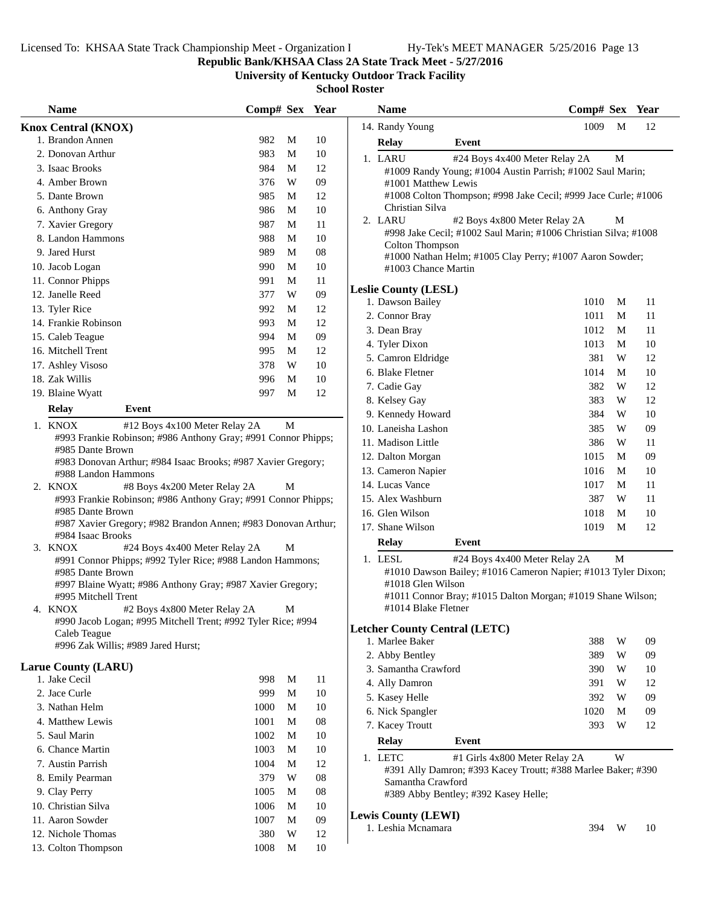Licensed To: KHSAA State Track Championship Meet - Organization I    Hy-Tek's MEET MANAGER 5/25/2016 Page 13

**Republic Bank/KHSAA Class 2A State Track Meet - 5/27/2016**

**University of Kentucky Outdoor Track Facility**

**School Roster**

## Knox Central (KNOX)

| Name | Comp# | Sex | Year |
|---|---|---|---|
| 1. Brandon Annen | 982 | M | 10 |
| 2. Donovan Arthur | 983 | M | 10 |
| 3. Isaac Brooks | 984 | M | 12 |
| 4. Amber Brown | 376 | W | 09 |
| 5. Dante Brown | 985 | M | 12 |
| 6. Anthony Gray | 986 | M | 10 |
| 7. Xavier Gregory | 987 | M | 11 |
| 8. Landon Hammons | 988 | M | 10 |
| 9. Jared Hurst | 989 | M | 08 |
| 10. Jacob Logan | 990 | M | 10 |
| 11. Connor Phipps | 991 | M | 11 |
| 12. Janelle Reed | 377 | W | 09 |
| 13. Tyler Rice | 992 | M | 12 |
| 14. Frankie Robinson | 993 | M | 12 |
| 15. Caleb Teague | 994 | M | 09 |
| 16. Mitchell Trent | 995 | M | 12 |
| 17. Ashley Visoso | 378 | W | 10 |
| 18. Zak Willis | 996 | M | 10 |
| 19. Blaine Wyatt | 997 | M | 12 |

| Relay | Event | |
|---|---|---|
| 1. KNOX | #12 Boys 4x100 Meter Relay 2A | M |

#993 Frankie Robinson; #986 Anthony Gray; #991 Connor Phipps; #985 Dante Brown
#983 Donovan Arthur; #984 Isaac Brooks; #987 Xavier Gregory; #988 Landon Hammons

| Relay | Event | |
|---|---|---|
| 2. KNOX | #8 Boys 4x200 Meter Relay 2A | M |

#993 Frankie Robinson; #986 Anthony Gray; #991 Connor Phipps; #985 Dante Brown
#987 Xavier Gregory; #982 Brandon Annen; #983 Donovan Arthur; #984 Isaac Brooks

| Relay | Event | |
|---|---|---|
| 3. KNOX | #24 Boys 4x400 Meter Relay 2A | M |

#991 Connor Phipps; #992 Tyler Rice; #988 Landon Hammons; #985 Dante Brown
#997 Blaine Wyatt; #986 Anthony Gray; #987 Xavier Gregory; #995 Mitchell Trent

| Relay | Event | |
|---|---|---|
| 4. KNOX | #2 Boys 4x800 Meter Relay 2A | M |

#990 Jacob Logan; #995 Mitchell Trent; #992 Tyler Rice; #994 Caleb Teague
#996 Zak Willis; #989 Jared Hurst;

## Larue County (LARU)

| Name | Comp# | Sex | Year |
|---|---|---|---|
| 1. Jake Cecil | 998 | M | 11 |
| 2. Jace Curle | 999 | M | 10 |
| 3. Nathan Helm | 1000 | M | 10 |
| 4. Matthew Lewis | 1001 | M | 08 |
| 5. Saul Marin | 1002 | M | 10 |
| 6. Chance Martin | 1003 | M | 10 |
| 7. Austin Parrish | 1004 | M | 12 |
| 8. Emily Pearman | 379 | W | 08 |
| 9. Clay Perry | 1005 | M | 08 |
| 10. Christian Silva | 1006 | M | 10 |
| 11. Aaron Sowder | 1007 | M | 09 |
| 12. Nichole Thomas | 380 | W | 12 |
| 13. Colton Thompson | 1008 | M | 10 |
| 14. Randy Young | 1009 | M | 12 |

| Relay | Event | |
|---|---|---|
| 1. LARU | #24 Boys 4x400 Meter Relay 2A | M |

#1009 Randy Young; #1004 Austin Parrish; #1002 Saul Marin; #1001 Matthew Lewis
#1008 Colton Thompson; #998 Jake Cecil; #999 Jace Curle; #1006 Christian Silva

| Relay | Event | |
|---|---|---|
| 2. LARU | #2 Boys 4x800 Meter Relay 2A | M |

#998 Jake Cecil; #1002 Saul Marin; #1006 Christian Silva; #1008 Colton Thompson
#1000 Nathan Helm; #1005 Clay Perry; #1007 Aaron Sowder; #1003 Chance Martin

## Leslie County (LESL)

| Name | Comp# | Sex | Year |
|---|---|---|---|
| 1. Dawson Bailey | 1010 | M | 11 |
| 2. Connor Bray | 1011 | M | 11 |
| 3. Dean Bray | 1012 | M | 11 |
| 4. Tyler Dixon | 1013 | M | 10 |
| 5. Camron Eldridge | 381 | W | 12 |
| 6. Blake Fletner | 1014 | M | 10 |
| 7. Cadie Gay | 382 | W | 12 |
| 8. Kelsey Gay | 383 | W | 12 |
| 9. Kennedy Howard | 384 | W | 10 |
| 10. Laneisha Lashon | 385 | W | 09 |
| 11. Madison Little | 386 | W | 11 |
| 12. Dalton Morgan | 1015 | M | 09 |
| 13. Cameron Napier | 1016 | M | 10 |
| 14. Lucas Vance | 1017 | M | 11 |
| 15. Alex Washburn | 387 | W | 11 |
| 16. Glen Wilson | 1018 | M | 10 |
| 17. Shane Wilson | 1019 | M | 12 |

| Relay | Event | |
|---|---|---|
| 1. LESL | #24 Boys 4x400 Meter Relay 2A | M |

#1010 Dawson Bailey; #1016 Cameron Napier; #1013 Tyler Dixon; #1018 Glen Wilson
#1011 Connor Bray; #1015 Dalton Morgan; #1019 Shane Wilson; #1014 Blake Fletner

## Letcher County Central (LETC)

| Name | Comp# | Sex | Year |
|---|---|---|---|
| 1. Marlee Baker | 388 | W | 09 |
| 2. Abby Bentley | 389 | W | 09 |
| 3. Samantha Crawford | 390 | W | 10 |
| 4. Ally Damron | 391 | W | 12 |
| 5. Kasey Helle | 392 | W | 09 |
| 6. Nick Spangler | 1020 | M | 09 |
| 7. Kacey Troutt | 393 | W | 12 |

| Relay | Event | |
|---|---|---|
| 1. LETC | #1 Girls 4x800 Meter Relay 2A | W |

#391 Ally Damron; #393 Kacey Troutt; #388 Marlee Baker; #390 Samantha Crawford
#389 Abby Bentley; #392 Kasey Helle;

## Lewis County (LEWI)

| Name | Comp# | Sex | Year |
|---|---|---|---|
| 1. Leshia Mcnamara | 394 | W | 10 |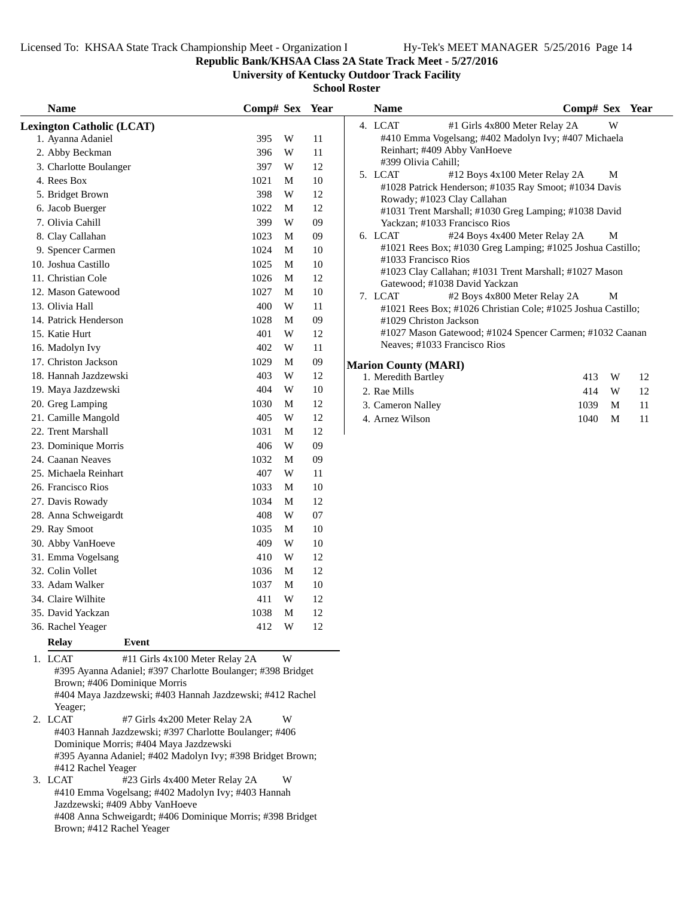# Republic Bank/KHSAA Class 2A State Track Meet - 5/27/2016

## University of Kentucky Outdoor Track Facility

### School Roster

**Lexington Catholic (LCAT)**

| Name | Comp# | Sex | Year |
|---|---|---|---|
| 1. Ayanna Adaniel | 395 | W | 11 |
| 2. Abby Beckman | 396 | W | 11 |
| 3. Charlotte Boulanger | 397 | W | 12 |
| 4. Rees Box | 1021 | M | 10 |
| 5. Bridget Brown | 398 | W | 12 |
| 6. Jacob Buerger | 1022 | M | 12 |
| 7. Olivia Cahill | 399 | W | 09 |
| 8. Clay Callahan | 1023 | M | 09 |
| 9. Spencer Carmen | 1024 | M | 10 |
| 10. Joshua Castillo | 1025 | M | 10 |
| 11. Christian Cole | 1026 | M | 12 |
| 12. Mason Gatewood | 1027 | M | 10 |
| 13. Olivia Hall | 400 | W | 11 |
| 14. Patrick Henderson | 1028 | M | 09 |
| 15. Katie Hurt | 401 | W | 12 |
| 16. Madolyn Ivy | 402 | W | 11 |
| 17. Christon Jackson | 1029 | M | 09 |
| 18. Hannah Jazdzewski | 403 | W | 12 |
| 19. Maya Jazdzewski | 404 | W | 10 |
| 20. Greg Lamping | 1030 | M | 12 |
| 21. Camille Mangold | 405 | W | 12 |
| 22. Trent Marshall | 1031 | M | 12 |
| 23. Dominique Morris | 406 | W | 09 |
| 24. Caanan Neaves | 1032 | M | 09 |
| 25. Michaela Reinhart | 407 | W | 11 |
| 26. Francisco Rios | 1033 | M | 10 |
| 27. Davis Rowady | 1034 | M | 12 |
| 28. Anna Schweigardt | 408 | W | 07 |
| 29. Ray Smoot | 1035 | M | 10 |
| 30. Abby VanHoeve | 409 | W | 10 |
| 31. Emma Vogelsang | 410 | W | 12 |
| 32. Colin Vollet | 1036 | M | 12 |
| 33. Adam Walker | 1037 | M | 10 |
| 34. Claire Wilhite | 411 | W | 12 |
| 35. David Yackzan | 1038 | M | 12 |
| 36. Rachel Yeager | 412 | W | 12 |

| Relay | Event | Sex |
|---|---|---|
| 1. LCAT | #11 Girls 4x100 Meter Relay 2A | W |
| 2. LCAT | #7 Girls 4x200 Meter Relay 2A | W |
| 3. LCAT | #23 Girls 4x400 Meter Relay 2A | W |
| 4. LCAT | #1 Girls 4x800 Meter Relay 2A | W |
| 5. LCAT | #12 Boys 4x100 Meter Relay 2A | M |
| 6. LCAT | #24 Boys 4x400 Meter Relay 2A | M |
| 7. LCAT | #2 Boys 4x800 Meter Relay 2A | M |

1. LCAT — #11 Girls 4x100 Meter Relay 2A — W
   #395 Ayanna Adaniel; #397 Charlotte Boulanger; #398 Bridget Brown; #406 Dominique Morris
   #404 Maya Jazdzewski; #403 Hannah Jazdzewski; #412 Rachel Yeager;
2. LCAT — #7 Girls 4x200 Meter Relay 2A — W
   #403 Hannah Jazdzewski; #397 Charlotte Boulanger; #406 Dominique Morris; #404 Maya Jazdzewski
   #395 Ayanna Adaniel; #402 Madolyn Ivy; #398 Bridget Brown; #412 Rachel Yeager
3. LCAT — #23 Girls 4x400 Meter Relay 2A — W
   #410 Emma Vogelsang; #402 Madolyn Ivy; #403 Hannah Jazdzewski; #409 Abby VanHoeve
   #408 Anna Schweigardt; #406 Dominique Morris; #398 Bridget Brown; #412 Rachel Yeager
4. LCAT — #1 Girls 4x800 Meter Relay 2A — W
   #410 Emma Vogelsang; #402 Madolyn Ivy; #407 Michaela Reinhart; #409 Abby VanHoeve
   #399 Olivia Cahill;
5. LCAT — #12 Boys 4x100 Meter Relay 2A — M
   #1028 Patrick Henderson; #1035 Ray Smoot; #1034 Davis Rowady; #1023 Clay Callahan
   #1031 Trent Marshall; #1030 Greg Lamping; #1038 David Yackzan; #1033 Francisco Rios
6. LCAT — #24 Boys 4x400 Meter Relay 2A — M
   #1021 Rees Box; #1030 Greg Lamping; #1025 Joshua Castillo; #1033 Francisco Rios
   #1023 Clay Callahan; #1031 Trent Marshall; #1027 Mason Gatewood; #1038 David Yackzan
7. LCAT — #2 Boys 4x800 Meter Relay 2A — M
   #1021 Rees Box; #1026 Christian Cole; #1025 Joshua Castillo; #1029 Christon Jackson
   #1027 Mason Gatewood; #1024 Spencer Carmen; #1032 Caanan Neaves; #1033 Francisco Rios

**Marion County (MARI)**

| Name | Comp# | Sex | Year |
|---|---|---|---|
| 1. Meredith Bartley | 413 | W | 12 |
| 2. Rae Mills | 414 | W | 12 |
| 3. Cameron Nalley | 1039 | M | 11 |
| 4. Arnez Wilson | 1040 | M | 11 |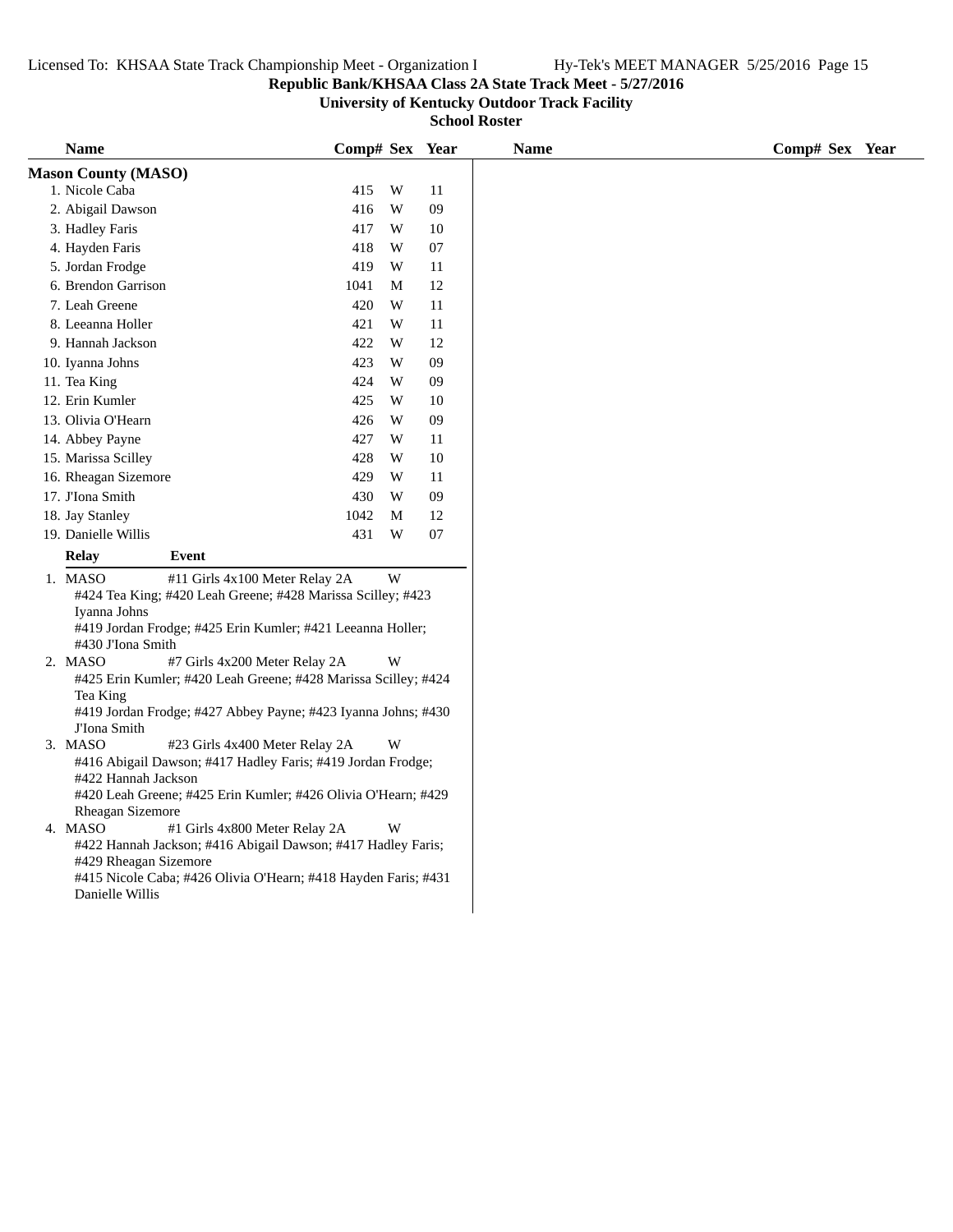**Republic Bank/KHSAA Class 2A State Track Meet - 5/27/2016**

**University of Kentucky Outdoor Track Facility**

**School Roster**

## Mason County (MASO)

| Name | Comp# | Sex | Year |
|---|---|---|---|
| 1. Nicole Caba | 415 | W | 11 |
| 2. Abigail Dawson | 416 | W | 09 |
| 3. Hadley Faris | 417 | W | 10 |
| 4. Hayden Faris | 418 | W | 07 |
| 5. Jordan Frodge | 419 | W | 11 |
| 6. Brendon Garrison | 1041 | M | 12 |
| 7. Leah Greene | 420 | W | 11 |
| 8. Leeanna Holler | 421 | W | 11 |
| 9. Hannah Jackson | 422 | W | 12 |
| 10. Iyanna Johns | 423 | W | 09 |
| 11. Tea King | 424 | W | 09 |
| 12. Erin Kumler | 425 | W | 10 |
| 13. Olivia O'Hearn | 426 | W | 09 |
| 14. Abbey Payne | 427 | W | 11 |
| 15. Marissa Scilley | 428 | W | 10 |
| 16. Rheagan Sizemore | 429 | W | 11 |
| 17. J'Iona Smith | 430 | W | 09 |
| 18. Jay Stanley | 1042 | M | 12 |
| 19. Danielle Willis | 431 | W | 07 |

**Relay** **Event**

1. MASO — #11 Girls 4x100 Meter Relay 2A — W
   #424 Tea King; #420 Leah Greene; #428 Marissa Scilley; #423 Iyanna Johns
   #419 Jordan Frodge; #425 Erin Kumler; #421 Leeanna Holler; #430 J'Iona Smith
2. MASO — #7 Girls 4x200 Meter Relay 2A — W
   #425 Erin Kumler; #420 Leah Greene; #428 Marissa Scilley; #424 Tea King
   #419 Jordan Frodge; #427 Abbey Payne; #423 Iyanna Johns; #430 J'Iona Smith
3. MASO — #23 Girls 4x400 Meter Relay 2A — W
   #416 Abigail Dawson; #417 Hadley Faris; #419 Jordan Frodge; #422 Hannah Jackson
   #420 Leah Greene; #425 Erin Kumler; #426 Olivia O'Hearn; #429 Rheagan Sizemore
4. MASO — #1 Girls 4x800 Meter Relay 2A — W
   #422 Hannah Jackson; #416 Abigail Dawson; #417 Hadley Faris; #429 Rheagan Sizemore
   #415 Nicole Caba; #426 Olivia O'Hearn; #418 Hayden Faris; #431 Danielle Willis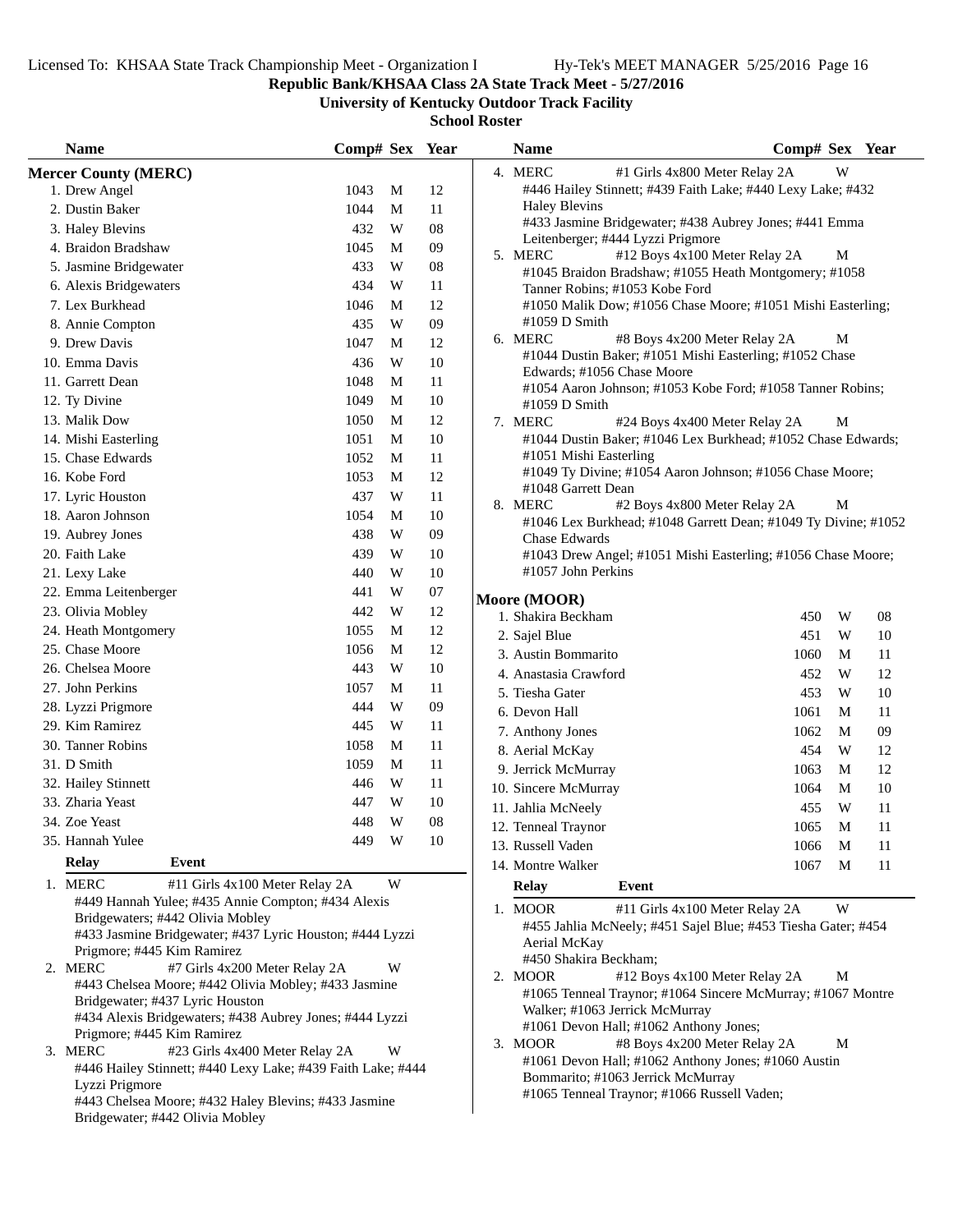**Republic Bank/KHSAA Class 2A State Track Meet - 5/27/2016**

**University of Kentucky Outdoor Track Facility**

**School Roster**

## Mercer County (MERC)

| Name | Comp# | Sex | Year |
|---|---|---|---|
| 1. Drew Angel | 1043 | M | 12 |
| 2. Dustin Baker | 1044 | M | 11 |
| 3. Haley Blevins | 432 | W | 08 |
| 4. Braidon Bradshaw | 1045 | M | 09 |
| 5. Jasmine Bridgewater | 433 | W | 08 |
| 6. Alexis Bridgewaters | 434 | W | 11 |
| 7. Lex Burkhead | 1046 | M | 12 |
| 8. Annie Compton | 435 | W | 09 |
| 9. Drew Davis | 1047 | M | 12 |
| 10. Emma Davis | 436 | W | 10 |
| 11. Garrett Dean | 1048 | M | 11 |
| 12. Ty Divine | 1049 | M | 10 |
| 13. Malik Dow | 1050 | M | 12 |
| 14. Mishi Easterling | 1051 | M | 10 |
| 15. Chase Edwards | 1052 | M | 11 |
| 16. Kobe Ford | 1053 | M | 12 |
| 17. Lyric Houston | 437 | W | 11 |
| 18. Aaron Johnson | 1054 | M | 10 |
| 19. Aubrey Jones | 438 | W | 09 |
| 20. Faith Lake | 439 | W | 10 |
| 21. Lexy Lake | 440 | W | 10 |
| 22. Emma Leitenberger | 441 | W | 07 |
| 23. Olivia Mobley | 442 | W | 12 |
| 24. Heath Montgomery | 1055 | M | 12 |
| 25. Chase Moore | 1056 | M | 12 |
| 26. Chelsea Moore | 443 | W | 10 |
| 27. John Perkins | 1057 | M | 11 |
| 28. Lyzzi Prigmore | 444 | W | 09 |
| 29. Kim Ramirez | 445 | W | 11 |
| 30. Tanner Robins | 1058 | M | 11 |
| 31. D Smith | 1059 | M | 11 |
| 32. Hailey Stinnett | 446 | W | 11 |
| 33. Zharia Yeast | 447 | W | 10 |
| 34. Zoe Yeast | 448 | W | 08 |
| 35. Hannah Yulee | 449 | W | 10 |

| Relay | Event | Sex |
|---|---|---|
| 1. MERC | #11 Girls 4x100 Meter Relay 2A | W |

#449 Hannah Yulee; #435 Annie Compton; #434 Alexis Bridgewaters; #442 Olivia Mobley
#433 Jasmine Bridgewater; #437 Lyric Houston; #444 Lyzzi Prigmore; #445 Kim Ramirez

| Relay | Event | Sex |
|---|---|---|
| 2. MERC | #7 Girls 4x200 Meter Relay 2A | W |

#443 Chelsea Moore; #442 Olivia Mobley; #433 Jasmine Bridgewater; #437 Lyric Houston
#434 Alexis Bridgewaters; #438 Aubrey Jones; #444 Lyzzi Prigmore; #445 Kim Ramirez

| Relay | Event | Sex |
|---|---|---|
| 3. MERC | #23 Girls 4x400 Meter Relay 2A | W |

#446 Hailey Stinnett; #440 Lexy Lake; #439 Faith Lake; #444 Lyzzi Prigmore
#443 Chelsea Moore; #432 Haley Blevins; #433 Jasmine Bridgewater; #442 Olivia Mobley

| Relay | Event | Sex |
|---|---|---|
| 4. MERC | #1 Girls 4x800 Meter Relay 2A | W |

#446 Hailey Stinnett; #439 Faith Lake; #440 Lexy Lake; #432 Haley Blevins
#433 Jasmine Bridgewater; #438 Aubrey Jones; #441 Emma Leitenberger; #444 Lyzzi Prigmore

| Relay | Event | Sex |
|---|---|---|
| 5. MERC | #12 Boys 4x100 Meter Relay 2A | M |

#1045 Braidon Bradshaw; #1055 Heath Montgomery; #1058 Tanner Robins; #1053 Kobe Ford
#1050 Malik Dow; #1056 Chase Moore; #1051 Mishi Easterling; #1059 D Smith

| Relay | Event | Sex |
|---|---|---|
| 6. MERC | #8 Boys 4x200 Meter Relay 2A | M |

#1044 Dustin Baker; #1051 Mishi Easterling; #1052 Chase Edwards; #1056 Chase Moore
#1054 Aaron Johnson; #1053 Kobe Ford; #1058 Tanner Robins; #1059 D Smith

| Relay | Event | Sex |
|---|---|---|
| 7. MERC | #24 Boys 4x400 Meter Relay 2A | M |

#1044 Dustin Baker; #1046 Lex Burkhead; #1052 Chase Edwards; #1051 Mishi Easterling
#1049 Ty Divine; #1054 Aaron Johnson; #1056 Chase Moore; #1048 Garrett Dean

| Relay | Event | Sex |
|---|---|---|
| 8. MERC | #2 Boys 4x800 Meter Relay 2A | M |

#1046 Lex Burkhead; #1048 Garrett Dean; #1049 Ty Divine; #1052 Chase Edwards
#1043 Drew Angel; #1051 Mishi Easterling; #1056 Chase Moore; #1057 John Perkins

## Moore (MOOR)

| Name | Comp# | Sex | Year |
|---|---|---|---|
| 1. Shakira Beckham | 450 | W | 08 |
| 2. Sajel Blue | 451 | W | 10 |
| 3. Austin Bommarito | 1060 | M | 11 |
| 4. Anastasia Crawford | 452 | W | 12 |
| 5. Tiesha Gater | 453 | W | 10 |
| 6. Devon Hall | 1061 | M | 11 |
| 7. Anthony Jones | 1062 | M | 09 |
| 8. Aerial McKay | 454 | W | 12 |
| 9. Jerrick McMurray | 1063 | M | 12 |
| 10. Sincere McMurray | 1064 | M | 10 |
| 11. Jahlia McNeely | 455 | W | 11 |
| 12. Tenneal Traynor | 1065 | M | 11 |
| 13. Russell Vaden | 1066 | M | 11 |
| 14. Montre Walker | 1067 | M | 11 |

| Relay | Event | Sex |
|---|---|---|
| 1. MOOR | #11 Girls 4x100 Meter Relay 2A | W |

#455 Jahlia McNeely; #451 Sajel Blue; #453 Tiesha Gater; #454 Aerial McKay
#450 Shakira Beckham;

| Relay | Event | Sex |
|---|---|---|
| 2. MOOR | #12 Boys 4x100 Meter Relay 2A | M |

#1065 Tenneal Traynor; #1064 Sincere McMurray; #1067 Montre Walker; #1063 Jerrick McMurray
#1061 Devon Hall; #1062 Anthony Jones;

| Relay | Event | Sex |
|---|---|---|
| 3. MOOR | #8 Boys 4x200 Meter Relay 2A | M |

#1061 Devon Hall; #1062 Anthony Jones; #1060 Austin Bommarito; #1063 Jerrick McMurray
#1065 Tenneal Traynor; #1066 Russell Vaden;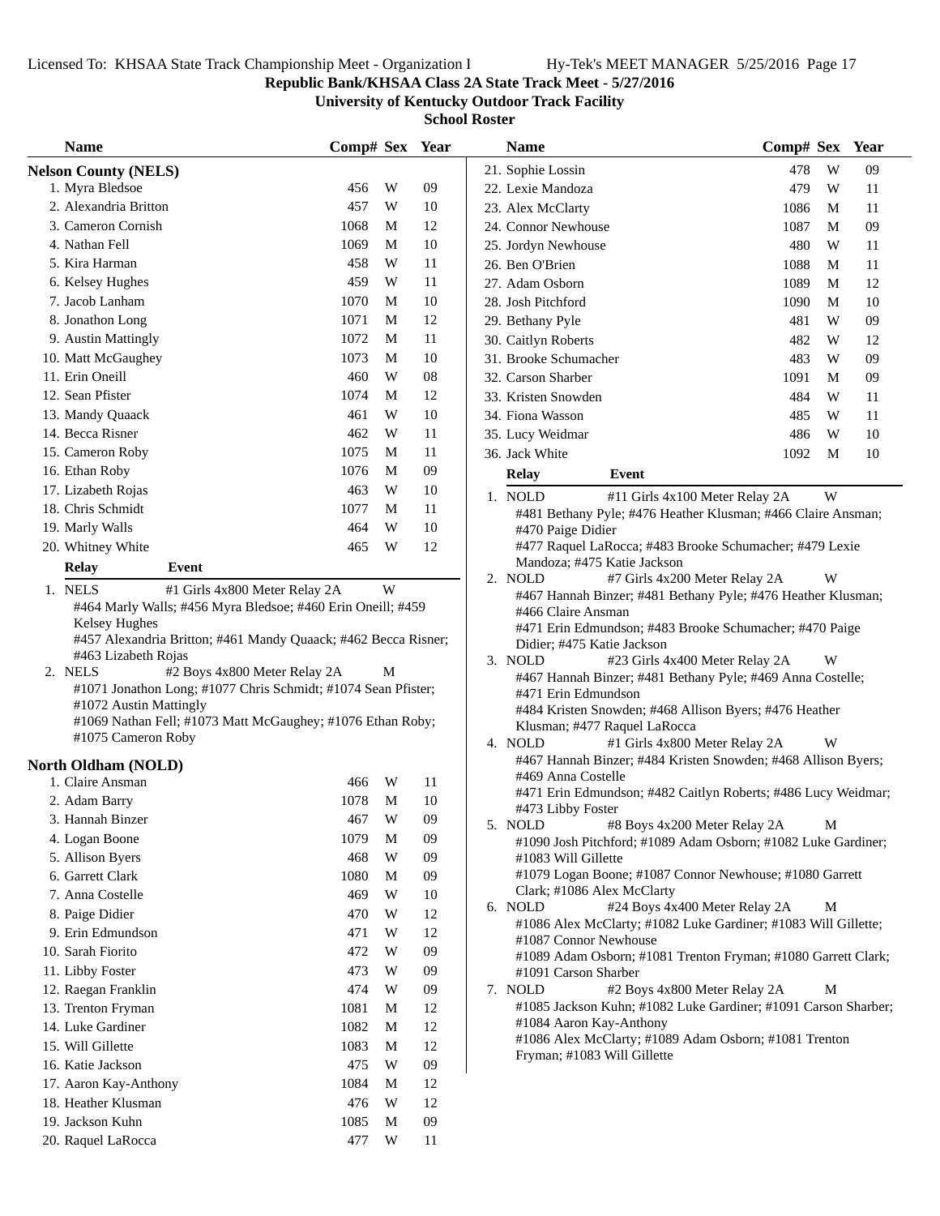# Republic Bank/KHSAA Class 2A State Track Meet - 5/27/2016

## University of Kentucky Outdoor Track Facility

### School Roster

**Nelson County (NELS)**

| Name | Comp# | Sex | Year |
|---|---|---|---|
| 1. Myra Bledsoe | 456 | W | 09 |
| 2. Alexandria Britton | 457 | W | 10 |
| 3. Cameron Cornish | 1068 | M | 12 |
| 4. Nathan Fell | 1069 | M | 10 |
| 5. Kira Harman | 458 | W | 11 |
| 6. Kelsey Hughes | 459 | W | 11 |
| 7. Jacob Lanham | 1070 | M | 10 |
| 8. Jonathon Long | 1071 | M | 12 |
| 9. Austin Mattingly | 1072 | M | 11 |
| 10. Matt McGaughey | 1073 | M | 10 |
| 11. Erin Oneill | 460 | W | 08 |
| 12. Sean Pfister | 1074 | M | 12 |
| 13. Mandy Quaack | 461 | W | 10 |
| 14. Becca Risner | 462 | W | 11 |
| 15. Cameron Roby | 1075 | M | 11 |
| 16. Ethan Roby | 1076 | M | 09 |
| 17. Lizabeth Rojas | 463 | W | 10 |
| 18. Chris Schmidt | 1077 | M | 11 |
| 19. Marly Walls | 464 | W | 10 |
| 20. Whitney White | 465 | W | 12 |

**Relay / Event**

1. NELS — #1 Girls 4x800 Meter Relay 2A — W
   #464 Marly Walls; #456 Myra Bledsoe; #460 Erin Oneill; #459 Kelsey Hughes
   #457 Alexandria Britton; #461 Mandy Quaack; #462 Becca Risner; #463 Lizabeth Rojas
2. NELS — #2 Boys 4x800 Meter Relay 2A — M
   #1071 Jonathon Long; #1077 Chris Schmidt; #1074 Sean Pfister; #1072 Austin Mattingly
   #1069 Nathan Fell; #1073 Matt McGaughey; #1076 Ethan Roby; #1075 Cameron Roby

**North Oldham (NOLD)**

| Name | Comp# | Sex | Year |
|---|---|---|---|
| 1. Claire Ansman | 466 | W | 11 |
| 2. Adam Barry | 1078 | M | 10 |
| 3. Hannah Binzer | 467 | W | 09 |
| 4. Logan Boone | 1079 | M | 09 |
| 5. Allison Byers | 468 | W | 09 |
| 6. Garrett Clark | 1080 | M | 09 |
| 7. Anna Costelle | 469 | W | 10 |
| 8. Paige Didier | 470 | W | 12 |
| 9. Erin Edmundson | 471 | W | 12 |
| 10. Sarah Fiorito | 472 | W | 09 |
| 11. Libby Foster | 473 | W | 09 |
| 12. Raegan Franklin | 474 | W | 09 |
| 13. Trenton Fryman | 1081 | M | 12 |
| 14. Luke Gardiner | 1082 | M | 12 |
| 15. Will Gillette | 1083 | M | 12 |
| 16. Katie Jackson | 475 | W | 09 |
| 17. Aaron Kay-Anthony | 1084 | M | 12 |
| 18. Heather Klusman | 476 | W | 12 |
| 19. Jackson Kuhn | 1085 | M | 09 |
| 20. Raquel LaRocca | 477 | W | 11 |
| 21. Sophie Lossin | 478 | W | 09 |
| 22. Lexie Mandoza | 479 | W | 11 |
| 23. Alex McClarty | 1086 | M | 11 |
| 24. Connor Newhouse | 1087 | M | 09 |
| 25. Jordyn Newhouse | 480 | W | 11 |
| 26. Ben O'Brien | 1088 | M | 11 |
| 27. Adam Osborn | 1089 | M | 12 |
| 28. Josh Pitchford | 1090 | M | 10 |
| 29. Bethany Pyle | 481 | W | 09 |
| 30. Caitlyn Roberts | 482 | W | 12 |
| 31. Brooke Schumacher | 483 | W | 09 |
| 32. Carson Sharber | 1091 | M | 09 |
| 33. Kristen Snowden | 484 | W | 11 |
| 34. Fiona Wasson | 485 | W | 11 |
| 35. Lucy Weidmar | 486 | W | 10 |
| 36. Jack White | 1092 | M | 10 |

**Relay / Event**

1. NOLD — #11 Girls 4x100 Meter Relay 2A — W
   #481 Bethany Pyle; #476 Heather Klusman; #466 Claire Ansman; #470 Paige Didier
   #477 Raquel LaRocca; #483 Brooke Schumacher; #479 Lexie Mandoza; #475 Katie Jackson
2. NOLD — #7 Girls 4x200 Meter Relay 2A — W
   #467 Hannah Binzer; #481 Bethany Pyle; #476 Heather Klusman; #466 Claire Ansman
   #471 Erin Edmundson; #483 Brooke Schumacher; #470 Paige Didier; #475 Katie Jackson
3. NOLD — #23 Girls 4x400 Meter Relay 2A — W
   #467 Hannah Binzer; #481 Bethany Pyle; #469 Anna Costelle; #471 Erin Edmundson
   #484 Kristen Snowden; #468 Allison Byers; #476 Heather Klusman; #477 Raquel LaRocca
4. NOLD — #1 Girls 4x800 Meter Relay 2A — W
   #467 Hannah Binzer; #484 Kristen Snowden; #468 Allison Byers; #469 Anna Costelle
   #471 Erin Edmundson; #482 Caitlyn Roberts; #486 Lucy Weidmar; #473 Libby Foster
5. NOLD — #8 Boys 4x200 Meter Relay 2A — M
   #1090 Josh Pitchford; #1089 Adam Osborn; #1082 Luke Gardiner; #1083 Will Gillette
   #1079 Logan Boone; #1087 Connor Newhouse; #1080 Garrett Clark; #1086 Alex McClarty
6. NOLD — #24 Boys 4x400 Meter Relay 2A — M
   #1086 Alex McClarty; #1082 Luke Gardiner; #1083 Will Gillette; #1087 Connor Newhouse
   #1089 Adam Osborn; #1081 Trenton Fryman; #1080 Garrett Clark; #1091 Carson Sharber
7. NOLD — #2 Boys 4x800 Meter Relay 2A — M
   #1085 Jackson Kuhn; #1082 Luke Gardiner; #1091 Carson Sharber; #1084 Aaron Kay-Anthony
   #1086 Alex McClarty; #1089 Adam Osborn; #1081 Trenton Fryman; #1083 Will Gillette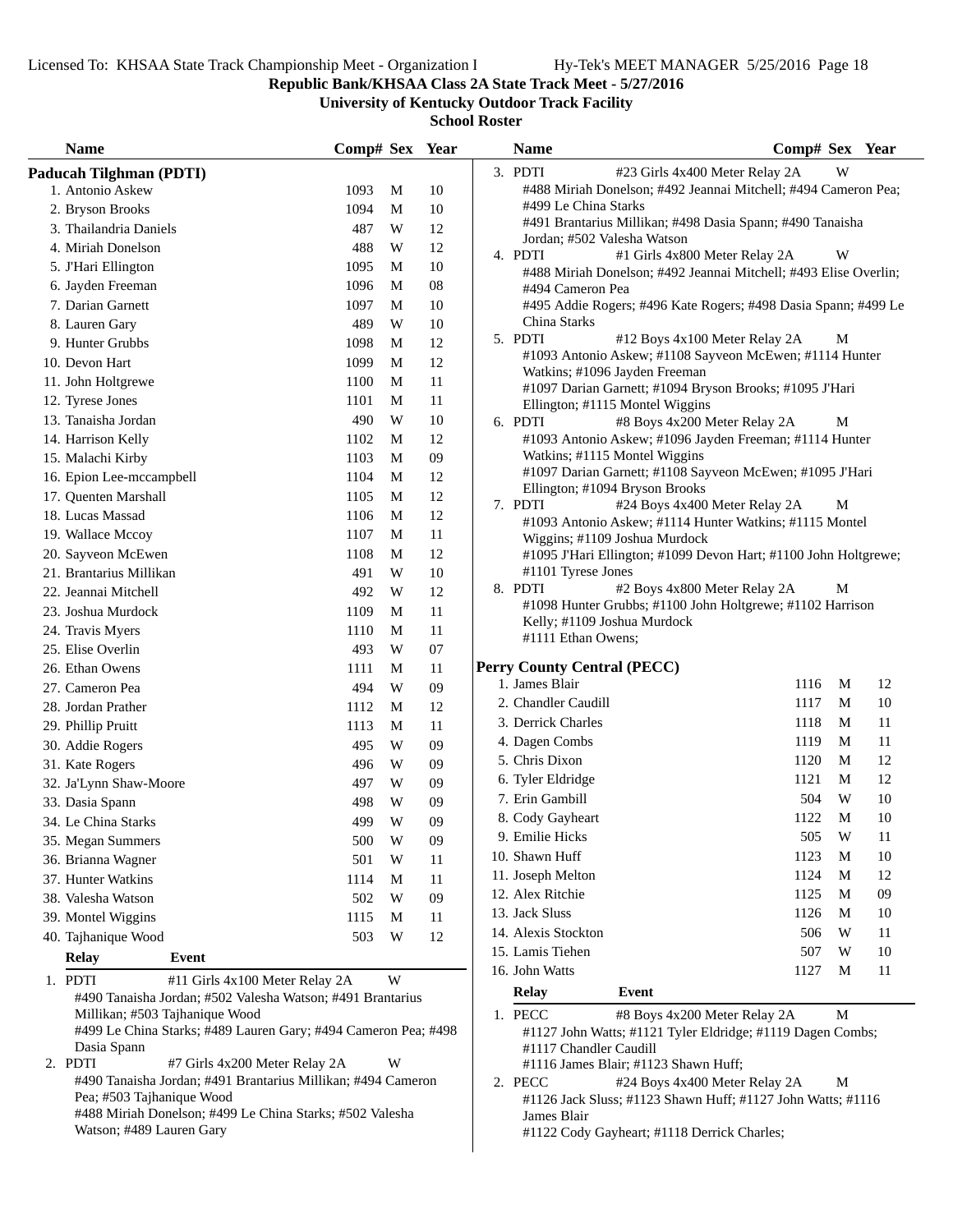Republic Bank/KHSAA Class 2A State Track Meet - 5/27/2016

University of Kentucky Outdoor Track Facility

School Roster

## Paducah Tilghman (PDTI)

| Name | Comp# | Sex | Year |
|---|---|---|---|
| 1. Antonio Askew | 1093 | M | 10 |
| 2. Bryson Brooks | 1094 | M | 10 |
| 3. Thailandria Daniels | 487 | W | 12 |
| 4. Miriah Donelson | 488 | W | 12 |
| 5. J'Hari Ellington | 1095 | M | 10 |
| 6. Jayden Freeman | 1096 | M | 08 |
| 7. Darian Garnett | 1097 | M | 10 |
| 8. Lauren Gary | 489 | W | 10 |
| 9. Hunter Grubbs | 1098 | M | 12 |
| 10. Devon Hart | 1099 | M | 12 |
| 11. John Holtgrewe | 1100 | M | 11 |
| 12. Tyrese Jones | 1101 | M | 11 |
| 13. Tanaisha Jordan | 490 | W | 10 |
| 14. Harrison Kelly | 1102 | M | 12 |
| 15. Malachi Kirby | 1103 | M | 09 |
| 16. Epion Lee-mccampbell | 1104 | M | 12 |
| 17. Quenten Marshall | 1105 | M | 12 |
| 18. Lucas Massad | 1106 | M | 12 |
| 19. Wallace Mccoy | 1107 | M | 11 |
| 20. Sayveon McEwen | 1108 | M | 12 |
| 21. Brantarius Millikan | 491 | W | 10 |
| 22. Jeannai Mitchell | 492 | W | 12 |
| 23. Joshua Murdock | 1109 | M | 11 |
| 24. Travis Myers | 1110 | M | 11 |
| 25. Elise Overlin | 493 | W | 07 |
| 26. Ethan Owens | 1111 | M | 11 |
| 27. Cameron Pea | 494 | W | 09 |
| 28. Jordan Prather | 1112 | M | 12 |
| 29. Phillip Pruitt | 1113 | M | 11 |
| 30. Addie Rogers | 495 | W | 09 |
| 31. Kate Rogers | 496 | W | 09 |
| 32. Ja'Lynn Shaw-Moore | 497 | W | 09 |
| 33. Dasia Spann | 498 | W | 09 |
| 34. Le China Starks | 499 | W | 09 |
| 35. Megan Summers | 500 | W | 09 |
| 36. Brianna Wagner | 501 | W | 11 |
| 37. Hunter Watkins | 1114 | M | 11 |
| 38. Valesha Watson | 502 | W | 09 |
| 39. Montel Wiggins | 1115 | M | 11 |
| 40. Tajhanique Wood | 503 | W | 12 |

| Relay | Event | Sex |
|---|---|---|
| 1. PDTI | #11 Girls 4x100 Meter Relay 2A | W |

#490 Tanaisha Jordan; #502 Valesha Watson; #491 Brantarius Millikan; #503 Tajhanique Wood
#499 Le China Starks; #489 Lauren Gary; #494 Cameron Pea; #498 Dasia Spann

2. PDTI — #7 Girls 4x200 Meter Relay 2A — W
#490 Tanaisha Jordan; #491 Brantarius Millikan; #494 Cameron Pea; #503 Tajhanique Wood
#488 Miriah Donelson; #499 Le China Starks; #502 Valesha Watson; #489 Lauren Gary

3. PDTI — #23 Girls 4x400 Meter Relay 2A — W
#488 Miriah Donelson; #492 Jeannai Mitchell; #494 Cameron Pea; #499 Le China Starks
#491 Brantarius Millikan; #498 Dasia Spann; #490 Tanaisha Jordan; #502 Valesha Watson

4. PDTI — #1 Girls 4x800 Meter Relay 2A — W
#488 Miriah Donelson; #492 Jeannai Mitchell; #493 Elise Overlin; #494 Cameron Pea
#495 Addie Rogers; #496 Kate Rogers; #498 Dasia Spann; #499 Le China Starks

5. PDTI — #12 Boys 4x100 Meter Relay 2A — M
#1093 Antonio Askew; #1108 Sayveon McEwen; #1114 Hunter Watkins; #1096 Jayden Freeman
#1097 Darian Garnett; #1094 Bryson Brooks; #1095 J'Hari Ellington; #1115 Montel Wiggins

6. PDTI — #8 Boys 4x200 Meter Relay 2A — M
#1093 Antonio Askew; #1096 Jayden Freeman; #1114 Hunter Watkins; #1115 Montel Wiggins
#1097 Darian Garnett; #1108 Sayveon McEwen; #1095 J'Hari Ellington; #1094 Bryson Brooks

7. PDTI — #24 Boys 4x400 Meter Relay 2A — M
#1093 Antonio Askew; #1114 Hunter Watkins; #1115 Montel Wiggins; #1109 Joshua Murdock
#1095 J'Hari Ellington; #1099 Devon Hart; #1100 John Holtgrewe; #1101 Tyrese Jones

8. PDTI — #2 Boys 4x800 Meter Relay 2A — M
#1098 Hunter Grubbs; #1100 John Holtgrewe; #1102 Harrison Kelly; #1109 Joshua Murdock
#1111 Ethan Owens;

## Perry County Central (PECC)

| Name | Comp# | Sex | Year |
|---|---|---|---|
| 1. James Blair | 1116 | M | 12 |
| 2. Chandler Caudill | 1117 | M | 10 |
| 3. Derrick Charles | 1118 | M | 11 |
| 4. Dagen Combs | 1119 | M | 11 |
| 5. Chris Dixon | 1120 | M | 12 |
| 6. Tyler Eldridge | 1121 | M | 12 |
| 7. Erin Gambill | 504 | W | 10 |
| 8. Cody Gayheart | 1122 | M | 10 |
| 9. Emilie Hicks | 505 | W | 11 |
| 10. Shawn Huff | 1123 | M | 10 |
| 11. Joseph Melton | 1124 | M | 12 |
| 12. Alex Ritchie | 1125 | M | 09 |
| 13. Jack Sluss | 1126 | M | 10 |
| 14. Alexis Stockton | 506 | W | 11 |
| 15. Lamis Tiehen | 507 | W | 10 |
| 16. John Watts | 1127 | M | 11 |

| Relay | Event | Sex |
|---|---|---|
| 1. PECC | #8 Boys 4x200 Meter Relay 2A | M |

#1127 John Watts; #1121 Tyler Eldridge; #1119 Dagen Combs; #1117 Chandler Caudill
#1116 James Blair; #1123 Shawn Huff;

2. PECC — #24 Boys 4x400 Meter Relay 2A — M
#1126 Jack Sluss; #1123 Shawn Huff; #1127 John Watts; #1116 James Blair
#1122 Cody Gayheart; #1118 Derrick Charles;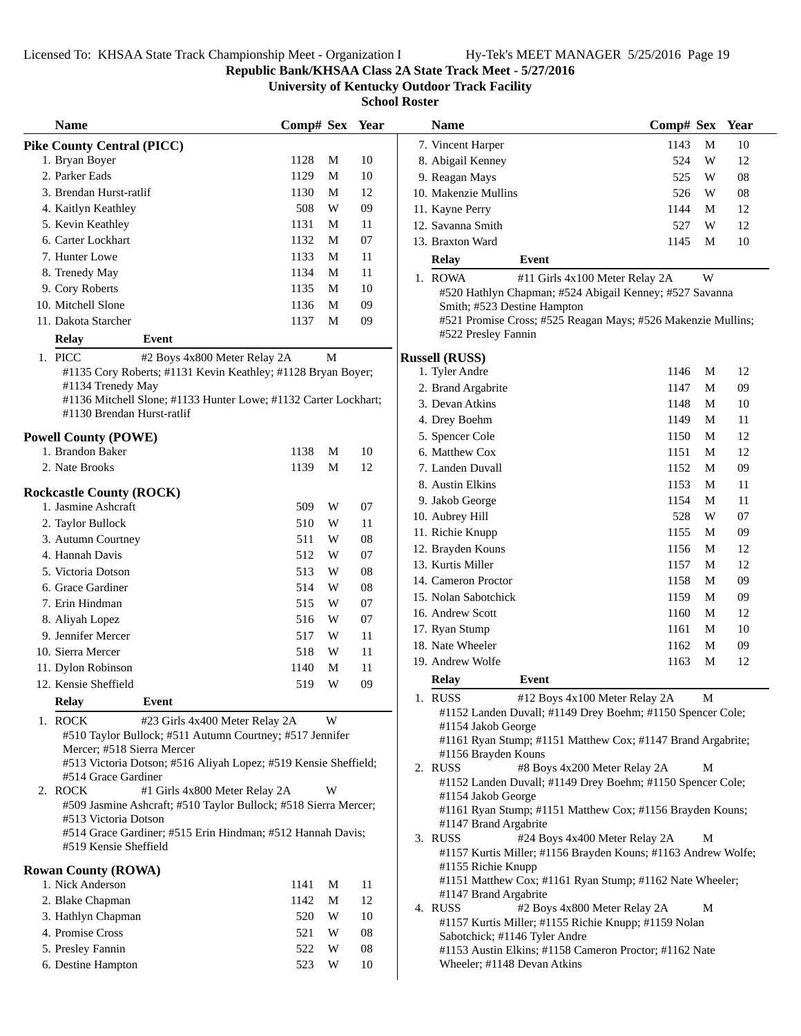**Republic Bank/KHSAA Class 2A State Track Meet - 5/27/2016**

**University of Kentucky Outdoor Track Facility**

**School Roster**

### Pike County Central (PICC)

| Name | Comp# | Sex | Year |
|---|---|---|---|
| 1. Bryan Boyer | 1128 | M | 10 |
| 2. Parker Eads | 1129 | M | 10 |
| 3. Brendan Hurst-ratlif | 1130 | M | 12 |
| 4. Kaitlyn Keathley | 508 | W | 09 |
| 5. Kevin Keathley | 1131 | M | 11 |
| 6. Carter Lockhart | 1132 | M | 07 |
| 7. Hunter Lowe | 1133 | M | 11 |
| 8. Trenedy May | 1134 | M | 11 |
| 9. Cory Roberts | 1135 | M | 10 |
| 10. Mitchell Slone | 1136 | M | 09 |
| 11. Dakota Starcher | 1137 | M | 09 |

| Relay | Event | |
|---|---|---|
| 1. PICC | #2 Boys 4x800 Meter Relay 2A | M |

#1135 Cory Roberts; #1131 Kevin Keathley; #1128 Bryan Boyer; #1134 Trenedy May
#1136 Mitchell Slone; #1133 Hunter Lowe; #1132 Carter Lockhart; #1130 Brendan Hurst-ratlif

### Powell County (POWE)

| Name | Comp# | Sex | Year |
|---|---|---|---|
| 1. Brandon Baker | 1138 | M | 10 |
| 2. Nate Brooks | 1139 | M | 12 |

### Rockcastle County (ROCK)

| Name | Comp# | Sex | Year |
|---|---|---|---|
| 1. Jasmine Ashcraft | 509 | W | 07 |
| 2. Taylor Bullock | 510 | W | 11 |
| 3. Autumn Courtney | 511 | W | 08 |
| 4. Hannah Davis | 512 | W | 07 |
| 5. Victoria Dotson | 513 | W | 08 |
| 6. Grace Gardiner | 514 | W | 08 |
| 7. Erin Hindman | 515 | W | 07 |
| 8. Aliyah Lopez | 516 | W | 07 |
| 9. Jennifer Mercer | 517 | W | 11 |
| 10. Sierra Mercer | 518 | W | 11 |
| 11. Dylon Robinson | 1140 | M | 11 |
| 12. Kensie Sheffield | 519 | W | 09 |

| Relay | Event | |
|---|---|---|
| 1. ROCK | #23 Girls 4x400 Meter Relay 2A | W |

#510 Taylor Bullock; #511 Autumn Courtney; #517 Jennifer Mercer; #518 Sierra Mercer
#513 Victoria Dotson; #516 Aliyah Lopez; #519 Kensie Sheffield; #514 Grace Gardiner

| Relay | Event | |
|---|---|---|
| 2. ROCK | #1 Girls 4x800 Meter Relay 2A | W |

#509 Jasmine Ashcraft; #510 Taylor Bullock; #518 Sierra Mercer; #513 Victoria Dotson
#514 Grace Gardiner; #515 Erin Hindman; #512 Hannah Davis; #519 Kensie Sheffield

### Rowan County (ROWA)

| Name | Comp# | Sex | Year |
|---|---|---|---|
| 1. Nick Anderson | 1141 | M | 11 |
| 2. Blake Chapman | 1142 | M | 12 |
| 3. Hathlyn Chapman | 520 | W | 10 |
| 4. Promise Cross | 521 | W | 08 |
| 5. Presley Fannin | 522 | W | 08 |
| 6. Destine Hampton | 523 | W | 10 |
| 7. Vincent Harper | 1143 | M | 10 |
| 8. Abigail Kenney | 524 | W | 12 |
| 9. Reagan Mays | 525 | W | 08 |
| 10. Makenzie Mullins | 526 | W | 08 |
| 11. Kayne Perry | 1144 | M | 12 |
| 12. Savanna Smith | 527 | W | 12 |
| 13. Braxton Ward | 1145 | M | 10 |

| Relay | Event | |
|---|---|---|
| 1. ROWA | #11 Girls 4x100 Meter Relay 2A | W |

#520 Hathlyn Chapman; #524 Abigail Kenney; #527 Savanna Smith; #523 Destine Hampton
#521 Promise Cross; #525 Reagan Mays; #526 Makenzie Mullins; #522 Presley Fannin

### Russell (RUSS)

| Name | Comp# | Sex | Year |
|---|---|---|---|
| 1. Tyler Andre | 1146 | M | 12 |
| 2. Brand Argabrite | 1147 | M | 09 |
| 3. Devan Atkins | 1148 | M | 10 |
| 4. Drey Boehm | 1149 | M | 11 |
| 5. Spencer Cole | 1150 | M | 12 |
| 6. Matthew Cox | 1151 | M | 12 |
| 7. Landen Duvall | 1152 | M | 09 |
| 8. Austin Elkins | 1153 | M | 11 |
| 9. Jakob George | 1154 | M | 11 |
| 10. Aubrey Hill | 528 | W | 07 |
| 11. Richie Knupp | 1155 | M | 09 |
| 12. Brayden Kouns | 1156 | M | 12 |
| 13. Kurtis Miller | 1157 | M | 12 |
| 14. Cameron Proctor | 1158 | M | 09 |
| 15. Nolan Sabotchick | 1159 | M | 09 |
| 16. Andrew Scott | 1160 | M | 12 |
| 17. Ryan Stump | 1161 | M | 10 |
| 18. Nate Wheeler | 1162 | M | 09 |
| 19. Andrew Wolfe | 1163 | M | 12 |

| Relay | Event | |
|---|---|---|
| 1. RUSS | #12 Boys 4x100 Meter Relay 2A | M |

#1152 Landen Duvall; #1149 Drey Boehm; #1150 Spencer Cole; #1154 Jakob George
#1161 Ryan Stump; #1151 Matthew Cox; #1147 Brand Argabrite; #1156 Brayden Kouns

| Relay | Event | |
|---|---|---|
| 2. RUSS | #8 Boys 4x200 Meter Relay 2A | M |

#1152 Landen Duvall; #1149 Drey Boehm; #1150 Spencer Cole; #1154 Jakob George
#1161 Ryan Stump; #1151 Matthew Cox; #1156 Brayden Kouns; #1147 Brand Argabrite

| Relay | Event | |
|---|---|---|
| 3. RUSS | #24 Boys 4x400 Meter Relay 2A | M |

#1157 Kurtis Miller; #1156 Brayden Kouns; #1163 Andrew Wolfe; #1155 Richie Knupp
#1151 Matthew Cox; #1161 Ryan Stump; #1162 Nate Wheeler; #1147 Brand Argabrite

| Relay | Event | |
|---|---|---|
| 4. RUSS | #2 Boys 4x800 Meter Relay 2A | M |

#1157 Kurtis Miller; #1155 Richie Knupp; #1159 Nolan Sabotchick; #1146 Tyler Andre
#1153 Austin Elkins; #1158 Cameron Proctor; #1162 Nate Wheeler; #1148 Devan Atkins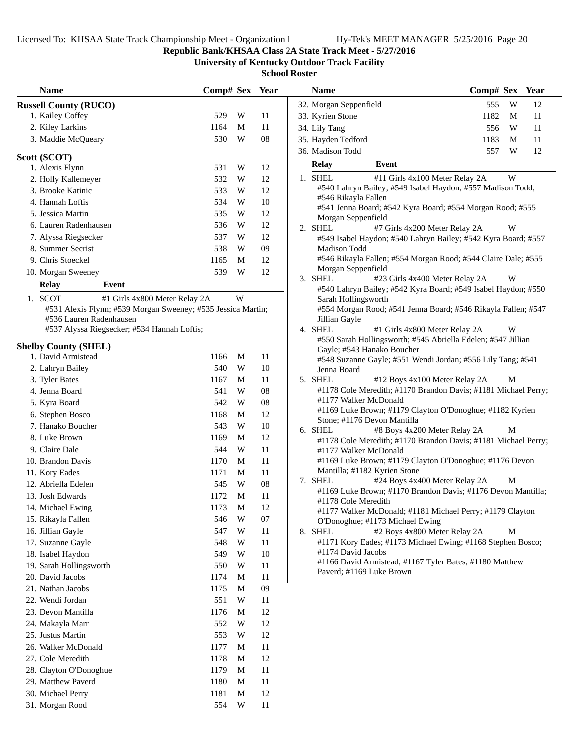**Republic Bank/KHSAA Class 2A State Track Meet - 5/27/2016**

**University of Kentucky Outdoor Track Facility**

**School Roster**

### Russell County (RUCO)

| Name | Comp# | Sex | Year |
|---|---|---|---|
| 1. Kailey Coffey | 529 | W | 11 |
| 2. Kiley Larkins | 1164 | M | 11 |
| 3. Maddie McQueary | 530 | W | 08 |

### Scott (SCOT)

| Name | Comp# | Sex | Year |
|---|---|---|---|
| 1. Alexis Flynn | 531 | W | 12 |
| 2. Holly Kallemeyer | 532 | W | 12 |
| 3. Brooke Katinic | 533 | W | 12 |
| 4. Hannah Loftis | 534 | W | 10 |
| 5. Jessica Martin | 535 | W | 12 |
| 6. Lauren Radenhausen | 536 | W | 12 |
| 7. Alyssa Riegsecker | 537 | W | 12 |
| 8. Summer Secrist | 538 | W | 09 |
| 9. Chris Stoeckel | 1165 | M | 12 |
| 10. Morgan Sweeney | 539 | W | 12 |

| Relay | Event | |
|---|---|---|
| 1. SCOT | #1 Girls 4x800 Meter Relay 2A | W |

#531 Alexis Flynn; #539 Morgan Sweeney; #535 Jessica Martin; #536 Lauren Radenhausen
#537 Alyssa Riegsecker; #534 Hannah Loftis;

### Shelby County (SHEL)

| Name | Comp# | Sex | Year |
|---|---|---|---|
| 1. David Armistead | 1166 | M | 11 |
| 2. Lahryn Bailey | 540 | W | 10 |
| 3. Tyler Bates | 1167 | M | 11 |
| 4. Jenna Board | 541 | W | 08 |
| 5. Kyra Board | 542 | W | 08 |
| 6. Stephen Bosco | 1168 | M | 12 |
| 7. Hanako Boucher | 543 | W | 10 |
| 8. Luke Brown | 1169 | M | 12 |
| 9. Claire Dale | 544 | W | 11 |
| 10. Brandon Davis | 1170 | M | 11 |
| 11. Kory Eades | 1171 | M | 11 |
| 12. Abriella Edelen | 545 | W | 08 |
| 13. Josh Edwards | 1172 | M | 11 |
| 14. Michael Ewing | 1173 | M | 12 |
| 15. Rikayla Fallen | 546 | W | 07 |
| 16. Jillian Gayle | 547 | W | 11 |
| 17. Suzanne Gayle | 548 | W | 11 |
| 18. Isabel Haydon | 549 | W | 10 |
| 19. Sarah Hollingsworth | 550 | W | 11 |
| 20. David Jacobs | 1174 | M | 11 |
| 21. Nathan Jacobs | 1175 | M | 09 |
| 22. Wendi Jordan | 551 | W | 11 |
| 23. Devon Mantilla | 1176 | M | 12 |
| 24. Makayla Marr | 552 | W | 12 |
| 25. Justus Martin | 553 | W | 12 |
| 26. Walker McDonald | 1177 | M | 11 |
| 27. Cole Meredith | 1178 | M | 12 |
| 28. Clayton O'Donoghue | 1179 | M | 11 |
| 29. Matthew Paverd | 1180 | M | 11 |
| 30. Michael Perry | 1181 | M | 12 |
| 31. Morgan Rood | 554 | W | 11 |
| 32. Morgan Seppenfield | 555 | W | 12 |
| 33. Kyrien Stone | 1182 | M | 11 |
| 34. Lily Tang | 556 | W | 11 |
| 35. Hayden Tedford | 1183 | M | 11 |
| 36. Madison Todd | 557 | W | 12 |

| Relay | Event | |
|---|---|---|
| 1. SHEL | #11 Girls 4x100 Meter Relay 2A | W |

#540 Lahryn Bailey; #549 Isabel Haydon; #557 Madison Todd; #546 Rikayla Fallen
#541 Jenna Board; #542 Kyra Board; #554 Morgan Rood; #555 Morgan Seppenfield

| Relay | Event | |
|---|---|---|
| 2. SHEL | #7 Girls 4x200 Meter Relay 2A | W |

#549 Isabel Haydon; #540 Lahryn Bailey; #542 Kyra Board; #557 Madison Todd
#546 Rikayla Fallen; #554 Morgan Rood; #544 Claire Dale; #555 Morgan Seppenfield

| Relay | Event | |
|---|---|---|
| 3. SHEL | #23 Girls 4x400 Meter Relay 2A | W |

#540 Lahryn Bailey; #542 Kyra Board; #549 Isabel Haydon; #550 Sarah Hollingsworth
#554 Morgan Rood; #541 Jenna Board; #546 Rikayla Fallen; #547 Jillian Gayle

| Relay | Event | |
|---|---|---|
| 4. SHEL | #1 Girls 4x800 Meter Relay 2A | W |

#550 Sarah Hollingsworth; #545 Abriella Edelen; #547 Jillian Gayle; #543 Hanako Boucher
#548 Suzanne Gayle; #551 Wendi Jordan; #556 Lily Tang; #541 Jenna Board

| Relay | Event | |
|---|---|---|
| 5. SHEL | #12 Boys 4x100 Meter Relay 2A | M |

#1178 Cole Meredith; #1170 Brandon Davis; #1181 Michael Perry; #1177 Walker McDonald
#1169 Luke Brown; #1179 Clayton O'Donoghue; #1182 Kyrien Stone; #1176 Devon Mantilla

| Relay | Event | |
|---|---|---|
| 6. SHEL | #8 Boys 4x200 Meter Relay 2A | M |

#1178 Cole Meredith; #1170 Brandon Davis; #1181 Michael Perry; #1177 Walker McDonald
#1169 Luke Brown; #1179 Clayton O'Donoghue; #1176 Devon Mantilla; #1182 Kyrien Stone

| Relay | Event | |
|---|---|---|
| 7. SHEL | #24 Boys 4x400 Meter Relay 2A | M |

#1169 Luke Brown; #1170 Brandon Davis; #1176 Devon Mantilla; #1178 Cole Meredith
#1177 Walker McDonald; #1181 Michael Perry; #1179 Clayton O'Donoghue; #1173 Michael Ewing

| Relay | Event | |
|---|---|---|
| 8. SHEL | #2 Boys 4x800 Meter Relay 2A | M |

#1171 Kory Eades; #1173 Michael Ewing; #1168 Stephen Bosco; #1174 David Jacobs
#1166 David Armistead; #1167 Tyler Bates; #1180 Matthew Paverd; #1169 Luke Brown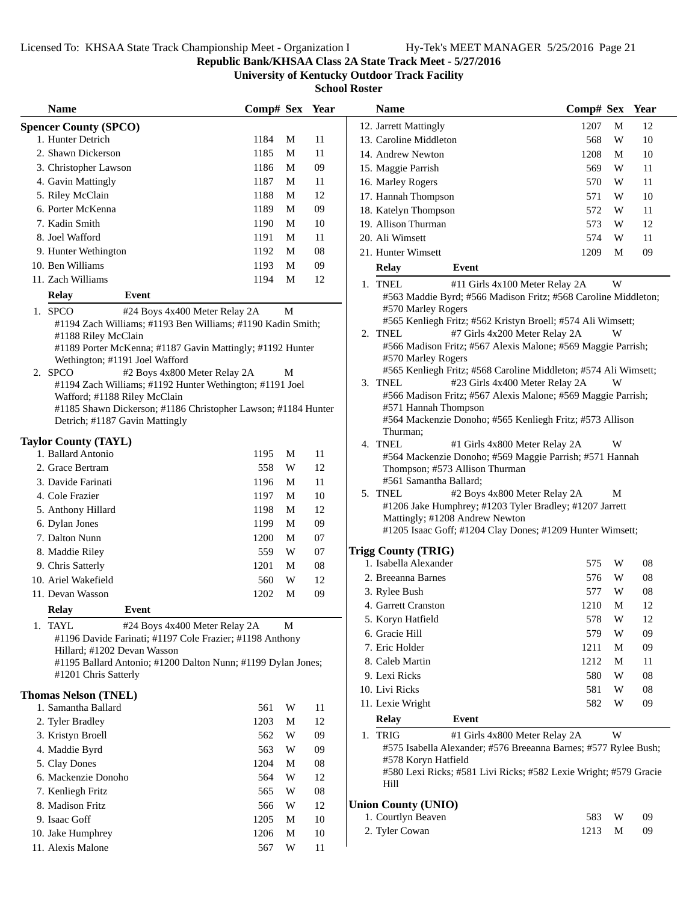**Republic Bank/KHSAA Class 2A State Track Meet - 5/27/2016**

**University of Kentucky Outdoor Track Facility**

**School Roster**

## Spencer County (SPCO)

| Name | Comp# | Sex | Year |
|---|---|---|---|
| 1. Hunter Detrich | 1184 | M | 11 |
| 2. Shawn Dickerson | 1185 | M | 11 |
| 3. Christopher Lawson | 1186 | M | 09 |
| 4. Gavin Mattingly | 1187 | M | 11 |
| 5. Riley McClain | 1188 | M | 12 |
| 6. Porter McKenna | 1189 | M | 09 |
| 7. Kadin Smith | 1190 | M | 10 |
| 8. Joel Wafford | 1191 | M | 11 |
| 9. Hunter Wethington | 1192 | M | 08 |
| 10. Ben Williams | 1193 | M | 09 |
| 11. Zach Williams | 1194 | M | 12 |

| Relay | Event | |
|---|---|---|
| 1. SPCO | #24 Boys 4x400 Meter Relay 2A | M |

#1194 Zach Williams; #1193 Ben Williams; #1190 Kadin Smith; #1188 Riley McClain
#1189 Porter McKenna; #1187 Gavin Mattingly; #1192 Hunter Wethington; #1191 Joel Wafford

| Relay | Event | |
|---|---|---|
| 2. SPCO | #2 Boys 4x800 Meter Relay 2A | M |

#1194 Zach Williams; #1192 Hunter Wethington; #1191 Joel Wafford; #1188 Riley McClain
#1185 Shawn Dickerson; #1186 Christopher Lawson; #1184 Hunter Detrich; #1187 Gavin Mattingly

## Taylor County (TAYL)

| Name | Comp# | Sex | Year |
|---|---|---|---|
| 1. Ballard Antonio | 1195 | M | 11 |
| 2. Grace Bertram | 558 | W | 12 |
| 3. Davide Farinati | 1196 | M | 11 |
| 4. Cole Frazier | 1197 | M | 10 |
| 5. Anthony Hillard | 1198 | M | 12 |
| 6. Dylan Jones | 1199 | M | 09 |
| 7. Dalton Nunn | 1200 | M | 07 |
| 8. Maddie Riley | 559 | W | 07 |
| 9. Chris Satterly | 1201 | M | 08 |
| 10. Ariel Wakefield | 560 | W | 12 |
| 11. Devan Wasson | 1202 | M | 09 |

| Relay | Event | |
|---|---|---|
| 1. TAYL | #24 Boys 4x400 Meter Relay 2A | M |

#1196 Davide Farinati; #1197 Cole Frazier; #1198 Anthony Hillard; #1202 Devan Wasson
#1195 Ballard Antonio; #1200 Dalton Nunn; #1199 Dylan Jones; #1201 Chris Satterly

## Thomas Nelson (TNEL)

| Name | Comp# | Sex | Year |
|---|---|---|---|
| 1. Samantha Ballard | 561 | W | 11 |
| 2. Tyler Bradley | 1203 | M | 12 |
| 3. Kristyn Broell | 562 | W | 09 |
| 4. Maddie Byrd | 563 | W | 09 |
| 5. Clay Dones | 1204 | M | 08 |
| 6. Mackenzie Donoho | 564 | W | 12 |
| 7. Kenliegh Fritz | 565 | W | 08 |
| 8. Madison Fritz | 566 | W | 12 |
| 9. Isaac Goff | 1205 | M | 10 |
| 10. Jake Humphrey | 1206 | M | 10 |
| 11. Alexis Malone | 567 | W | 11 |
| 12. Jarrett Mattingly | 1207 | M | 12 |
| 13. Caroline Middleton | 568 | W | 10 |
| 14. Andrew Newton | 1208 | M | 10 |
| 15. Maggie Parrish | 569 | W | 11 |
| 16. Marley Rogers | 570 | W | 11 |
| 17. Hannah Thompson | 571 | W | 10 |
| 18. Katelyn Thompson | 572 | W | 11 |
| 19. Allison Thurman | 573 | W | 12 |
| 20. Ali Wimsett | 574 | W | 11 |
| 21. Hunter Wimsett | 1209 | M | 09 |

| Relay | Event | |
|---|---|---|
| 1. TNEL | #11 Girls 4x100 Meter Relay 2A | W |

#563 Maddie Byrd; #566 Madison Fritz; #568 Caroline Middleton; #570 Marley Rogers
#565 Kenliegh Fritz; #562 Kristyn Broell; #574 Ali Wimsett;

| Relay | Event | |
|---|---|---|
| 2. TNEL | #7 Girls 4x200 Meter Relay 2A | W |

#566 Madison Fritz; #567 Alexis Malone; #569 Maggie Parrish; #570 Marley Rogers
#565 Kenliegh Fritz; #568 Caroline Middleton; #574 Ali Wimsett;

| Relay | Event | |
|---|---|---|
| 3. TNEL | #23 Girls 4x400 Meter Relay 2A | W |

#566 Madison Fritz; #567 Alexis Malone; #569 Maggie Parrish; #571 Hannah Thompson
#564 Mackenzie Donoho; #565 Kenliegh Fritz; #573 Allison Thurman;

| Relay | Event | |
|---|---|---|
| 4. TNEL | #1 Girls 4x800 Meter Relay 2A | W |

#564 Mackenzie Donoho; #569 Maggie Parrish; #571 Hannah Thompson; #573 Allison Thurman
#561 Samantha Ballard;

| Relay | Event | |
|---|---|---|
| 5. TNEL | #2 Boys 4x800 Meter Relay 2A | M |

#1206 Jake Humphrey; #1203 Tyler Bradley; #1207 Jarrett Mattingly; #1208 Andrew Newton
#1205 Isaac Goff; #1204 Clay Dones; #1209 Hunter Wimsett;

## Trigg County (TRIG)

| Name | Comp# | Sex | Year |
|---|---|---|---|
| 1. Isabella Alexander | 575 | W | 08 |
| 2. Breeanna Barnes | 576 | W | 08 |
| 3. Rylee Bush | 577 | W | 08 |
| 4. Garrett Cranston | 1210 | M | 12 |
| 5. Koryn Hatfield | 578 | W | 12 |
| 6. Gracie Hill | 579 | W | 09 |
| 7. Eric Holder | 1211 | M | 09 |
| 8. Caleb Martin | 1212 | M | 11 |
| 9. Lexi Ricks | 580 | W | 08 |
| 10. Livi Ricks | 581 | W | 08 |
| 11. Lexie Wright | 582 | W | 09 |

| Relay | Event | |
|---|---|---|
| 1. TRIG | #1 Girls 4x800 Meter Relay 2A | W |

#575 Isabella Alexander; #576 Breeanna Barnes; #577 Rylee Bush; #578 Koryn Hatfield
#580 Lexi Ricks; #581 Livi Ricks; #582 Lexie Wright; #579 Gracie Hill

## Union County (UNIO)

| Name | Comp# | Sex | Year |
|---|---|---|---|
| 1. Courtlyn Beaven | 583 | W | 09 |
| 2. Tyler Cowan | 1213 | M | 09 |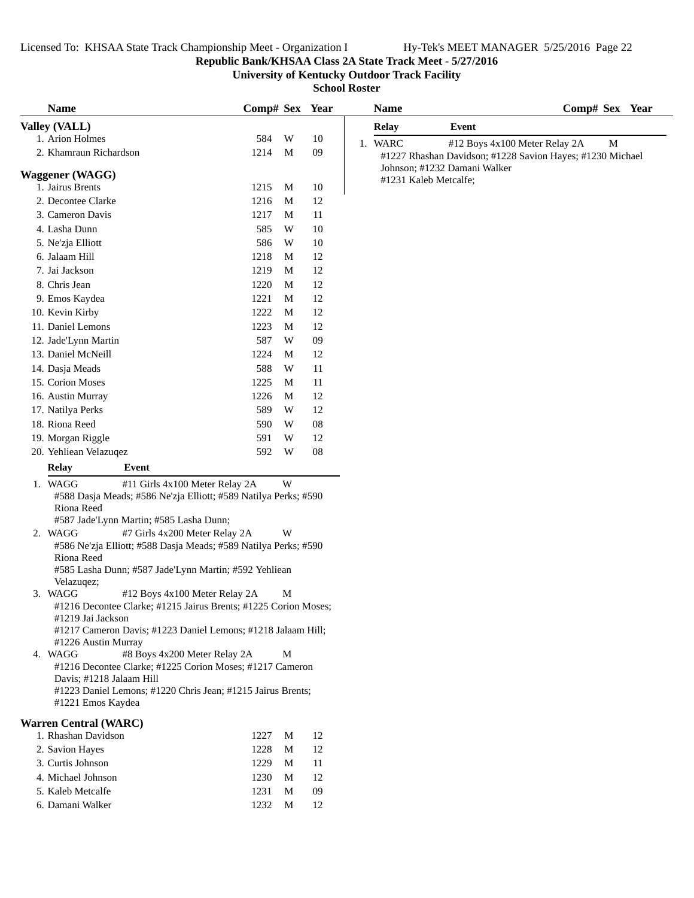**Republic Bank/KHSAA Class 2A State Track Meet - 5/27/2016**

**University of Kentucky Outdoor Track Facility**

**School Roster**

### Valley (VALL)

| Name | Comp# | Sex | Year |
|---|---|---|---|
| 1. Arion Holmes | 584 | W | 10 |
| 2. Khamraun Richardson | 1214 | M | 09 |

### Waggener (WAGG)

| Name | Comp# | Sex | Year |
|---|---|---|---|
| 1. Jairus Brents | 1215 | M | 10 |
| 2. Decontee Clarke | 1216 | M | 12 |
| 3. Cameron Davis | 1217 | M | 11 |
| 4. Lasha Dunn | 585 | W | 10 |
| 5. Ne'zja Elliott | 586 | W | 10 |
| 6. Jalaam Hill | 1218 | M | 12 |
| 7. Jai Jackson | 1219 | M | 12 |
| 8. Chris Jean | 1220 | M | 12 |
| 9. Emos Kaydea | 1221 | M | 12 |
| 10. Kevin Kirby | 1222 | M | 12 |
| 11. Daniel Lemons | 1223 | M | 12 |
| 12. Jade'Lynn Martin | 587 | W | 09 |
| 13. Daniel McNeill | 1224 | M | 12 |
| 14. Dasja Meads | 588 | W | 11 |
| 15. Corion Moses | 1225 | M | 11 |
| 16. Austin Murray | 1226 | M | 12 |
| 17. Natilya Perks | 589 | W | 12 |
| 18. Riona Reed | 590 | W | 08 |
| 19. Morgan Riggle | 591 | W | 12 |
| 20. Yehliean Velazuqez | 592 | W | 08 |

| Relay | Event | |
|---|---|---|
| 1. WAGG | #11 Girls 4x100 Meter Relay 2A | W |

#588 Dasja Meads; #586 Ne'zja Elliott; #589 Natilya Perks; #590 Riona Reed
#587 Jade'Lynn Martin; #585 Lasha Dunn;

| Relay | Event | |
|---|---|---|
| 2. WAGG | #7 Girls 4x200 Meter Relay 2A | W |

#586 Ne'zja Elliott; #588 Dasja Meads; #589 Natilya Perks; #590 Riona Reed
#585 Lasha Dunn; #587 Jade'Lynn Martin; #592 Yehliean Velazuqez;

| Relay | Event | |
|---|---|---|
| 3. WAGG | #12 Boys 4x100 Meter Relay 2A | M |

#1216 Decontee Clarke; #1215 Jairus Brents; #1225 Corion Moses; #1219 Jai Jackson
#1217 Cameron Davis; #1223 Daniel Lemons; #1218 Jalaam Hill; #1226 Austin Murray

| Relay | Event | |
|---|---|---|
| 4. WAGG | #8 Boys 4x200 Meter Relay 2A | M |

#1216 Decontee Clarke; #1225 Corion Moses; #1217 Cameron Davis; #1218 Jalaam Hill
#1223 Daniel Lemons; #1220 Chris Jean; #1215 Jairus Brents; #1221 Emos Kaydea

### Warren Central (WARC)

| Name | Comp# | Sex | Year |
|---|---|---|---|
| 1. Rhashan Davidson | 1227 | M | 12 |
| 2. Savion Hayes | 1228 | M | 12 |
| 3. Curtis Johnson | 1229 | M | 11 |
| 4. Michael Johnson | 1230 | M | 12 |
| 5. Kaleb Metcalfe | 1231 | M | 09 |
| 6. Damani Walker | 1232 | M | 12 |

| Relay | Event | |
|---|---|---|
| 1. WARC | #12 Boys 4x100 Meter Relay 2A | M |

#1227 Rhashan Davidson; #1228 Savion Hayes; #1230 Michael Johnson; #1232 Damani Walker
#1231 Kaleb Metcalfe;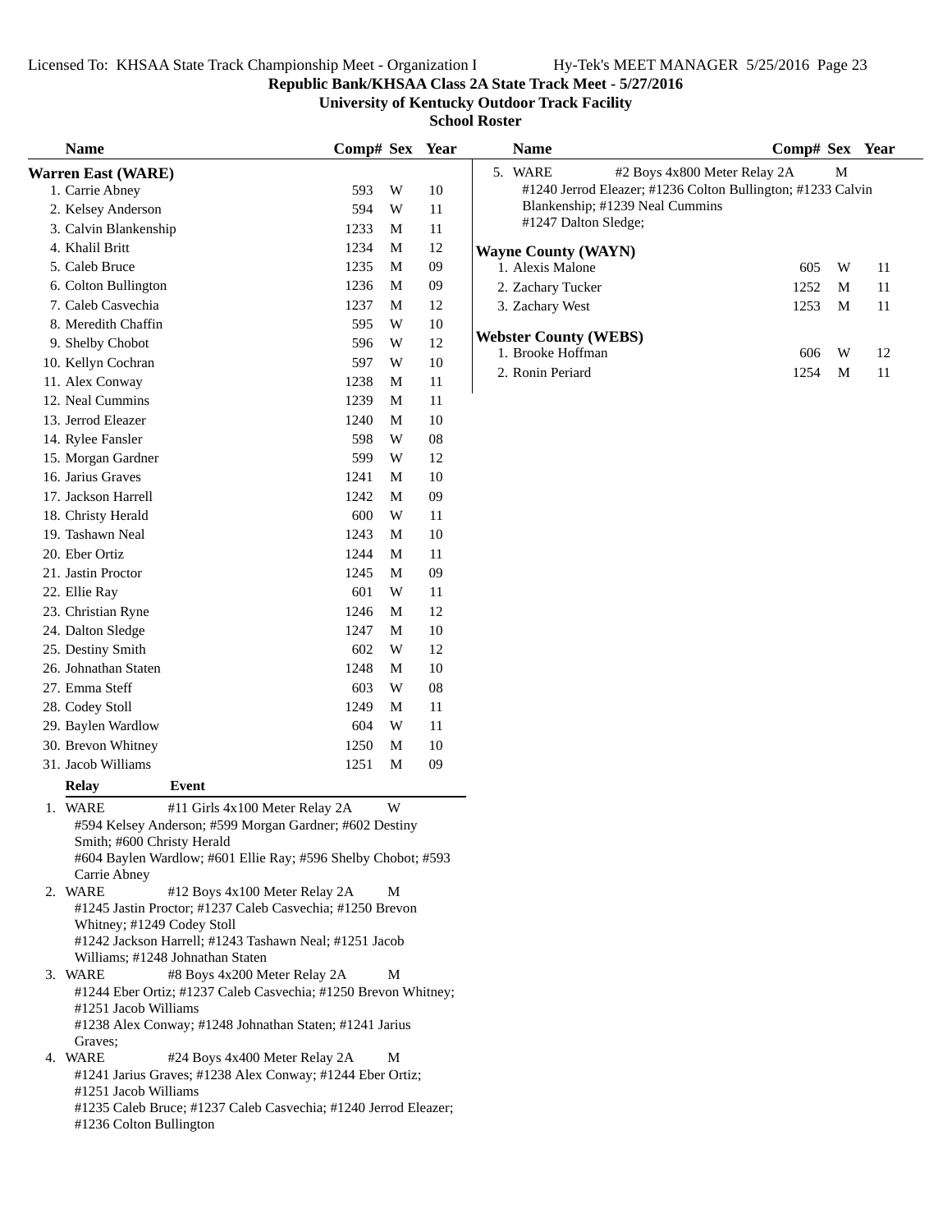**Republic Bank/KHSAA Class 2A State Track Meet - 5/27/2016**

**University of Kentucky Outdoor Track Facility**

**School Roster**

## Warren East (WARE)

| Name | Comp# | Sex | Year |
|---|---|---|---|
| 1. Carrie Abney | 593 | W | 10 |
| 2. Kelsey Anderson | 594 | W | 11 |
| 3. Calvin Blankenship | 1233 | M | 11 |
| 4. Khalil Britt | 1234 | M | 12 |
| 5. Caleb Bruce | 1235 | M | 09 |
| 6. Colton Bullington | 1236 | M | 09 |
| 7. Caleb Casvechia | 1237 | M | 12 |
| 8. Meredith Chaffin | 595 | W | 10 |
| 9. Shelby Chobot | 596 | W | 12 |
| 10. Kellyn Cochran | 597 | W | 10 |
| 11. Alex Conway | 1238 | M | 11 |
| 12. Neal Cummins | 1239 | M | 11 |
| 13. Jerrod Eleazer | 1240 | M | 10 |
| 14. Rylee Fansler | 598 | W | 08 |
| 15. Morgan Gardner | 599 | W | 12 |
| 16. Jarius Graves | 1241 | M | 10 |
| 17. Jackson Harrell | 1242 | M | 09 |
| 18. Christy Herald | 600 | W | 11 |
| 19. Tashawn Neal | 1243 | M | 10 |
| 20. Eber Ortiz | 1244 | M | 11 |
| 21. Jastin Proctor | 1245 | M | 09 |
| 22. Ellie Ray | 601 | W | 11 |
| 23. Christian Ryne | 1246 | M | 12 |
| 24. Dalton Sledge | 1247 | M | 10 |
| 25. Destiny Smith | 602 | W | 12 |
| 26. Johnathan Staten | 1248 | M | 10 |
| 27. Emma Steff | 603 | W | 08 |
| 28. Codey Stoll | 1249 | M | 11 |
| 29. Baylen Wardlow | 604 | W | 11 |
| 30. Brevon Whitney | 1250 | M | 10 |
| 31. Jacob Williams | 1251 | M | 09 |

| Relay | Event | Sex |
|---|---|---|
| 1. WARE | #11 Girls 4x100 Meter Relay 2A | W |

#594 Kelsey Anderson; #599 Morgan Gardner; #602 Destiny Smith; #600 Christy Herald
#604 Baylen Wardlow; #601 Ellie Ray; #596 Shelby Chobot; #593 Carrie Abney

| Relay | Event | Sex |
|---|---|---|
| 2. WARE | #12 Boys 4x100 Meter Relay 2A | M |

#1245 Jastin Proctor; #1237 Caleb Casvechia; #1250 Brevon Whitney; #1249 Codey Stoll
#1242 Jackson Harrell; #1243 Tashawn Neal; #1251 Jacob Williams; #1248 Johnathan Staten

| Relay | Event | Sex |
|---|---|---|
| 3. WARE | #8 Boys 4x200 Meter Relay 2A | M |

#1244 Eber Ortiz; #1237 Caleb Casvechia; #1250 Brevon Whitney; #1251 Jacob Williams
#1238 Alex Conway; #1248 Johnathan Staten; #1241 Jarius Graves;

| Relay | Event | Sex |
|---|---|---|
| 4. WARE | #24 Boys 4x400 Meter Relay 2A | M |

#1241 Jarius Graves; #1238 Alex Conway; #1244 Eber Ortiz; #1251 Jacob Williams
#1235 Caleb Bruce; #1237 Caleb Casvechia; #1240 Jerrod Eleazer; #1236 Colton Bullington

| Relay | Event | Sex |
|---|---|---|
| 5. WARE | #2 Boys 4x800 Meter Relay 2A | M |

#1240 Jerrod Eleazer; #1236 Colton Bullington; #1233 Calvin Blankenship; #1239 Neal Cummins
#1247 Dalton Sledge;

## Wayne County (WAYN)

| Name | Comp# | Sex | Year |
|---|---|---|---|
| 1. Alexis Malone | 605 | W | 11 |
| 2. Zachary Tucker | 1252 | M | 11 |
| 3. Zachary West | 1253 | M | 11 |

## Webster County (WEBS)

| Name | Comp# | Sex | Year |
|---|---|---|---|
| 1. Brooke Hoffman | 606 | W | 12 |
| 2. Ronin Periard | 1254 | M | 11 |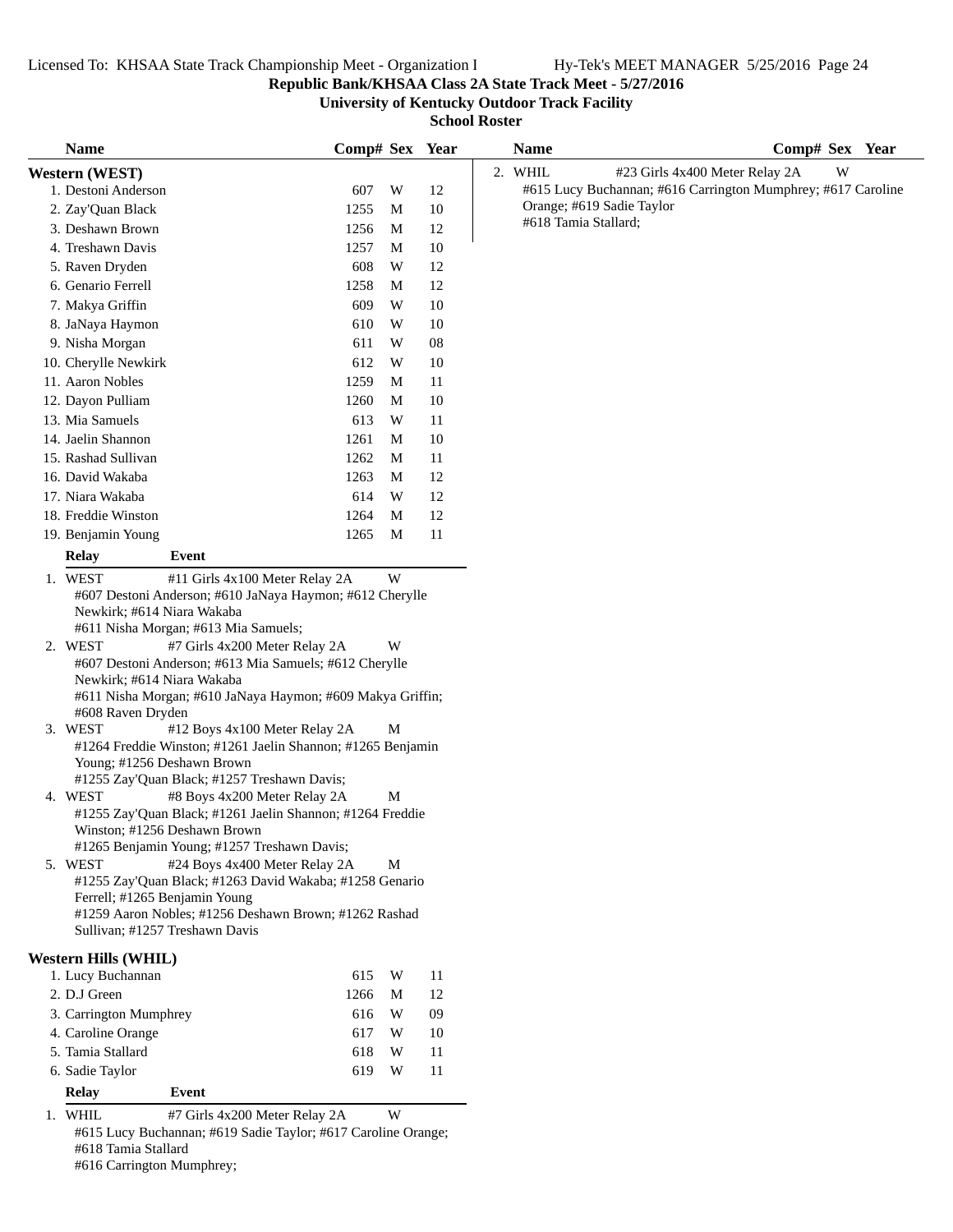# Republic Bank/KHSAA Class 2A State Track Meet - 5/27/2016

## University of Kentucky Outdoor Track Facility

### School Roster

**Western (WEST)**

| Name | Comp# | Sex | Year |
|---|---|---|---|
| 1. Destoni Anderson | 607 | W | 12 |
| 2. Zay'Quan Black | 1255 | M | 10 |
| 3. Deshawn Brown | 1256 | M | 12 |
| 4. Treshawn Davis | 1257 | M | 10 |
| 5. Raven Dryden | 608 | W | 12 |
| 6. Genario Ferrell | 1258 | M | 12 |
| 7. Makya Griffin | 609 | W | 10 |
| 8. JaNaya Haymon | 610 | W | 10 |
| 9. Nisha Morgan | 611 | W | 08 |
| 10. Cherylle Newkirk | 612 | W | 10 |
| 11. Aaron Nobles | 1259 | M | 11 |
| 12. Dayon Pulliam | 1260 | M | 10 |
| 13. Mia Samuels | 613 | W | 11 |
| 14. Jaelin Shannon | 1261 | M | 10 |
| 15. Rashad Sullivan | 1262 | M | 11 |
| 16. David Wakaba | 1263 | M | 12 |
| 17. Niara Wakaba | 614 | W | 12 |
| 18. Freddie Winston | 1264 | M | 12 |
| 19. Benjamin Young | 1265 | M | 11 |

**Relay / Event**

1. WEST — #11 Girls 4x100 Meter Relay 2A — W
   #607 Destoni Anderson; #610 JaNaya Haymon; #612 Cherylle Newkirk; #614 Niara Wakaba
   #611 Nisha Morgan; #613 Mia Samuels;
2. WEST — #7 Girls 4x200 Meter Relay 2A — W
   #607 Destoni Anderson; #613 Mia Samuels; #612 Cherylle Newkirk; #614 Niara Wakaba
   #611 Nisha Morgan; #610 JaNaya Haymon; #609 Makya Griffin; #608 Raven Dryden
3. WEST — #12 Boys 4x100 Meter Relay 2A — M
   #1264 Freddie Winston; #1261 Jaelin Shannon; #1265 Benjamin Young; #1256 Deshawn Brown
   #1255 Zay'Quan Black; #1257 Treshawn Davis;
4. WEST — #8 Boys 4x200 Meter Relay 2A — M
   #1255 Zay'Quan Black; #1261 Jaelin Shannon; #1264 Freddie Winston; #1256 Deshawn Brown
   #1265 Benjamin Young; #1257 Treshawn Davis;
5. WEST — #24 Boys 4x400 Meter Relay 2A — M
   #1255 Zay'Quan Black; #1263 David Wakaba; #1258 Genario Ferrell; #1265 Benjamin Young
   #1259 Aaron Nobles; #1256 Deshawn Brown; #1262 Rashad Sullivan; #1257 Treshawn Davis

**Western Hills (WHIL)**

| Name | Comp# | Sex | Year |
|---|---|---|---|
| 1. Lucy Buchannan | 615 | W | 11 |
| 2. D.J Green | 1266 | M | 12 |
| 3. Carrington Mumphrey | 616 | W | 09 |
| 4. Caroline Orange | 617 | W | 10 |
| 5. Tamia Stallard | 618 | W | 11 |
| 6. Sadie Taylor | 619 | W | 11 |

**Relay / Event**

1. WHIL — #7 Girls 4x200 Meter Relay 2A — W
   #615 Lucy Buchannan; #619 Sadie Taylor; #617 Caroline Orange; #618 Tamia Stallard
   #616 Carrington Mumphrey;
2. WHIL — #23 Girls 4x400 Meter Relay 2A — W
   #615 Lucy Buchannan; #616 Carrington Mumphrey; #617 Caroline Orange; #619 Sadie Taylor
   #618 Tamia Stallard;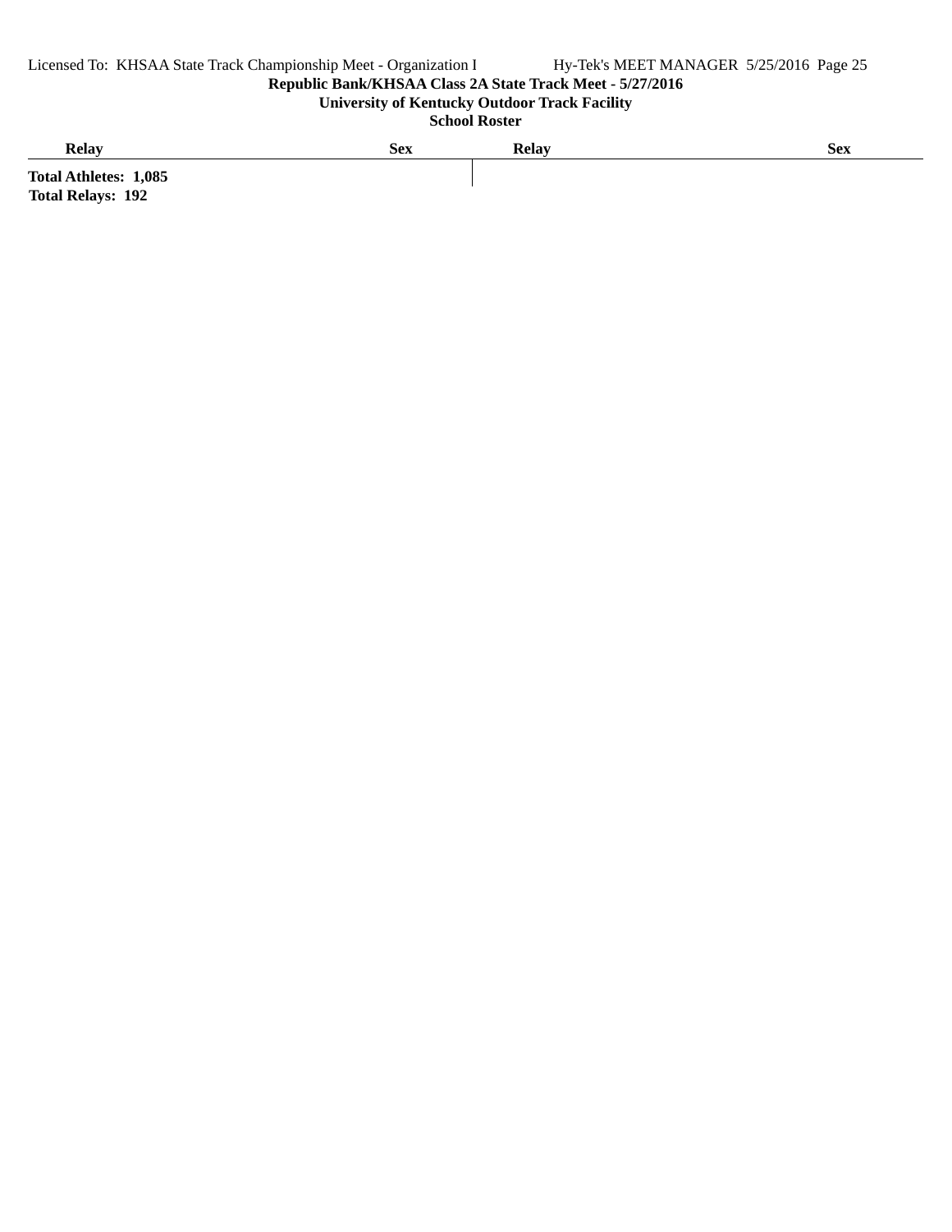| Relay | Sex | Relay | Sex |
|---|---|---|---|

**Total Athletes: 1,085**
**Total Relays: 192**